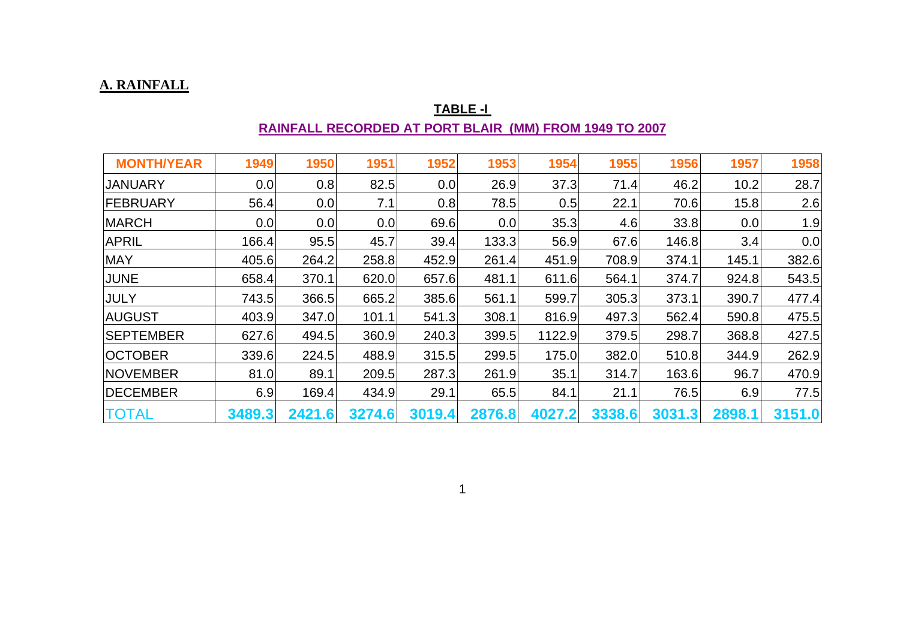## A. RAINFALL

**TABLE -I**

**RAINFALL RECORDED AT PORT BLAIR (MM) FROM 1949 TO 2007**

| MONTH/YEAR | 1949 | 1950 | 1951 | 1952 | 1953 | 1954 | 1955 | 1956 | 1957 | 1958 |
|---|---|---|---|---|---|---|---|---|---|---|
| JANUARY | 0.0 | 0.8 | 82.5 | 0.0 | 26.9 | 37.3 | 71.4 | 46.2 | 10.2 | 28.7 |
| FEBRUARY | 56.4 | 0.0 | 7.1 | 0.8 | 78.5 | 0.5 | 22.1 | 70.6 | 15.8 | 2.6 |
| MARCH | 0.0 | 0.0 | 0.0 | 69.6 | 0.0 | 35.3 | 4.6 | 33.8 | 0.0 | 1.9 |
| APRIL | 166.4 | 95.5 | 45.7 | 39.4 | 133.3 | 56.9 | 67.6 | 146.8 | 3.4 | 0.0 |
| MAY | 405.6 | 264.2 | 258.8 | 452.9 | 261.4 | 451.9 | 708.9 | 374.1 | 145.1 | 382.6 |
| JUNE | 658.4 | 370.1 | 620.0 | 657.6 | 481.1 | 611.6 | 564.1 | 374.7 | 924.8 | 543.5 |
| JULY | 743.5 | 366.5 | 665.2 | 385.6 | 561.1 | 599.7 | 305.3 | 373.1 | 390.7 | 477.4 |
| AUGUST | 403.9 | 347.0 | 101.1 | 541.3 | 308.1 | 816.9 | 497.3 | 562.4 | 590.8 | 475.5 |
| SEPTEMBER | 627.6 | 494.5 | 360.9 | 240.3 | 399.5 | 1122.9 | 379.5 | 298.7 | 368.8 | 427.5 |
| OCTOBER | 339.6 | 224.5 | 488.9 | 315.5 | 299.5 | 175.0 | 382.0 | 510.8 | 344.9 | 262.9 |
| NOVEMBER | 81.0 | 89.1 | 209.5 | 287.3 | 261.9 | 35.1 | 314.7 | 163.6 | 96.7 | 470.9 |
| DECEMBER | 6.9 | 169.4 | 434.9 | 29.1 | 65.5 | 84.1 | 21.1 | 76.5 | 6.9 | 77.5 |
| TOTAL | 3489.3 | 2421.6 | 3274.6 | 3019.4 | 2876.8 | 4027.2 | 3338.6 | 3031.3 | 2898.1 | 3151.0 |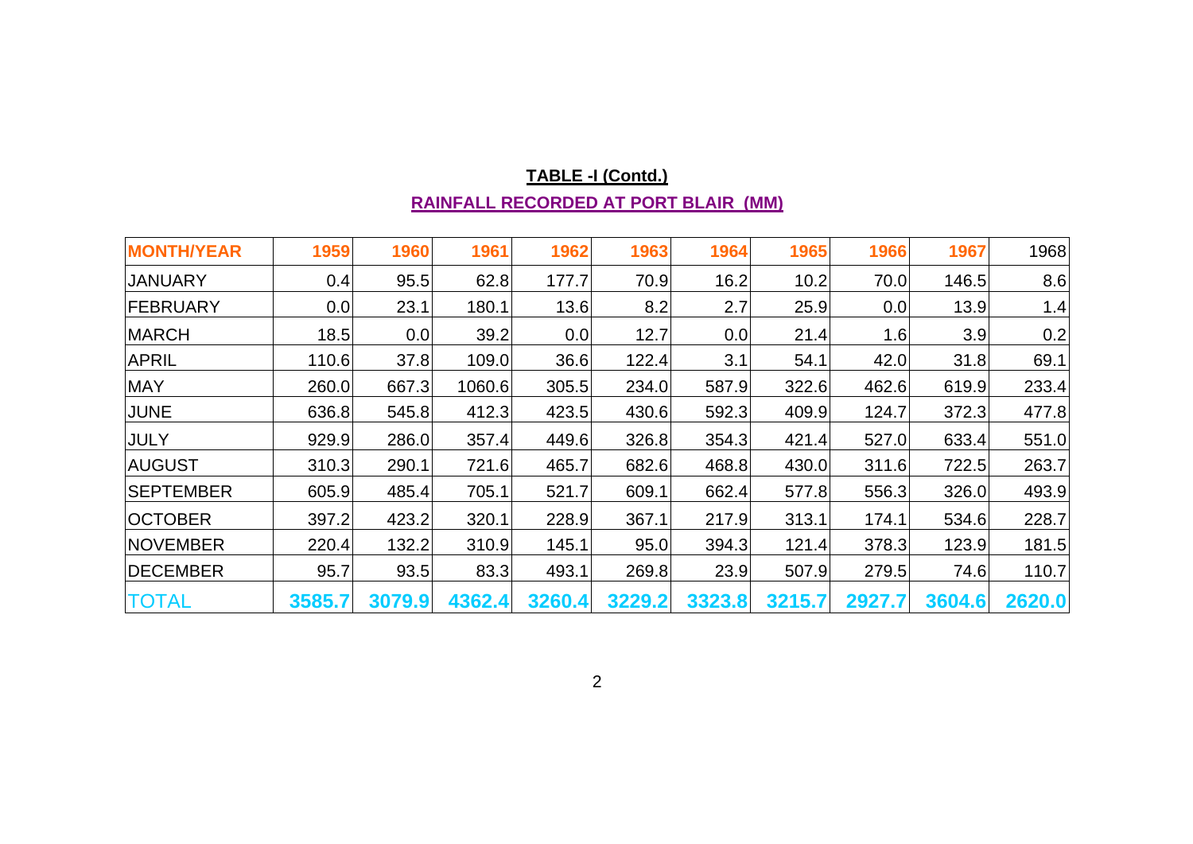**TABLE -I (Contd.)**

**RAINFALL RECORDED AT PORT BLAIR (MM)**

| MONTH/YEAR | 1959 | 1960 | 1961 | 1962 | 1963 | 1964 | 1965 | 1966 | 1967 | 1968 |
|---|---|---|---|---|---|---|---|---|---|---|
| JANUARY | 0.4 | 95.5 | 62.8 | 177.7 | 70.9 | 16.2 | 10.2 | 70.0 | 146.5 | 8.6 |
| FEBRUARY | 0.0 | 23.1 | 180.1 | 13.6 | 8.2 | 2.7 | 25.9 | 0.0 | 13.9 | 1.4 |
| MARCH | 18.5 | 0.0 | 39.2 | 0.0 | 12.7 | 0.0 | 21.4 | 1.6 | 3.9 | 0.2 |
| APRIL | 110.6 | 37.8 | 109.0 | 36.6 | 122.4 | 3.1 | 54.1 | 42.0 | 31.8 | 69.1 |
| MAY | 260.0 | 667.3 | 1060.6 | 305.5 | 234.0 | 587.9 | 322.6 | 462.6 | 619.9 | 233.4 |
| JUNE | 636.8 | 545.8 | 412.3 | 423.5 | 430.6 | 592.3 | 409.9 | 124.7 | 372.3 | 477.8 |
| JULY | 929.9 | 286.0 | 357.4 | 449.6 | 326.8 | 354.3 | 421.4 | 527.0 | 633.4 | 551.0 |
| AUGUST | 310.3 | 290.1 | 721.6 | 465.7 | 682.6 | 468.8 | 430.0 | 311.6 | 722.5 | 263.7 |
| SEPTEMBER | 605.9 | 485.4 | 705.1 | 521.7 | 609.1 | 662.4 | 577.8 | 556.3 | 326.0 | 493.9 |
| OCTOBER | 397.2 | 423.2 | 320.1 | 228.9 | 367.1 | 217.9 | 313.1 | 174.1 | 534.6 | 228.7 |
| NOVEMBER | 220.4 | 132.2 | 310.9 | 145.1 | 95.0 | 394.3 | 121.4 | 378.3 | 123.9 | 181.5 |
| DECEMBER | 95.7 | 93.5 | 83.3 | 493.1 | 269.8 | 23.9 | 507.9 | 279.5 | 74.6 | 110.7 |
| TOTAL | **3585.7** | **3079.9** | **4362.4** | **3260.4** | **3229.2** | **3323.8** | **3215.7** | **2927.7** | **3604.6** | **2620.0** |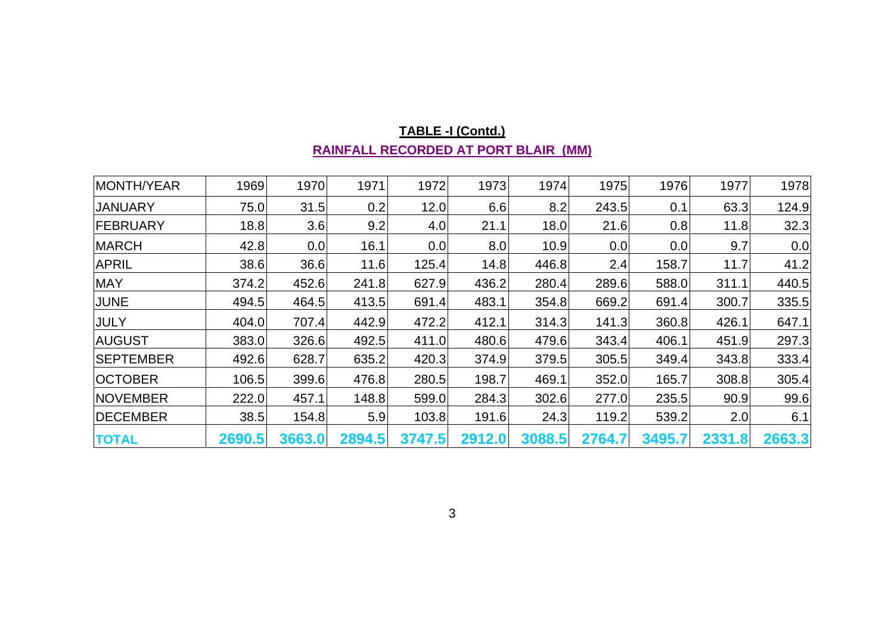**TABLE -I (Contd.)**

**RAINFALL RECORDED AT PORT BLAIR (MM)**

| MONTH/YEAR | 1969 | 1970 | 1971 | 1972 | 1973 | 1974 | 1975 | 1976 | 1977 | 1978 |
|---|---|---|---|---|---|---|---|---|---|---|
| JANUARY | 75.0 | 31.5 | 0.2 | 12.0 | 6.6 | 8.2 | 243.5 | 0.1 | 63.3 | 124.9 |
| FEBRUARY | 18.8 | 3.6 | 9.2 | 4.0 | 21.1 | 18.0 | 21.6 | 0.8 | 11.8 | 32.3 |
| MARCH | 42.8 | 0.0 | 16.1 | 0.0 | 8.0 | 10.9 | 0.0 | 0.0 | 9.7 | 0.0 |
| APRIL | 38.6 | 36.6 | 11.6 | 125.4 | 14.8 | 446.8 | 2.4 | 158.7 | 11.7 | 41.2 |
| MAY | 374.2 | 452.6 | 241.8 | 627.9 | 436.2 | 280.4 | 289.6 | 588.0 | 311.1 | 440.5 |
| JUNE | 494.5 | 464.5 | 413.5 | 691.4 | 483.1 | 354.8 | 669.2 | 691.4 | 300.7 | 335.5 |
| JULY | 404.0 | 707.4 | 442.9 | 472.2 | 412.1 | 314.3 | 141.3 | 360.8 | 426.1 | 647.1 |
| AUGUST | 383.0 | 326.6 | 492.5 | 411.0 | 480.6 | 479.6 | 343.4 | 406.1 | 451.9 | 297.3 |
| SEPTEMBER | 492.6 | 628.7 | 635.2 | 420.3 | 374.9 | 379.5 | 305.5 | 349.4 | 343.8 | 333.4 |
| OCTOBER | 106.5 | 399.6 | 476.8 | 280.5 | 198.7 | 469.1 | 352.0 | 165.7 | 308.8 | 305.4 |
| NOVEMBER | 222.0 | 457.1 | 148.8 | 599.0 | 284.3 | 302.6 | 277.0 | 235.5 | 90.9 | 99.6 |
| DECEMBER | 38.5 | 154.8 | 5.9 | 103.8 | 191.6 | 24.3 | 119.2 | 539.2 | 2.0 | 6.1 |
| **TOTAL** | **2690.5** | **3663.0** | **2894.5** | **3747.5** | **2912.0** | **3088.5** | **2764.7** | **3495.7** | **2331.8** | **2663.3** |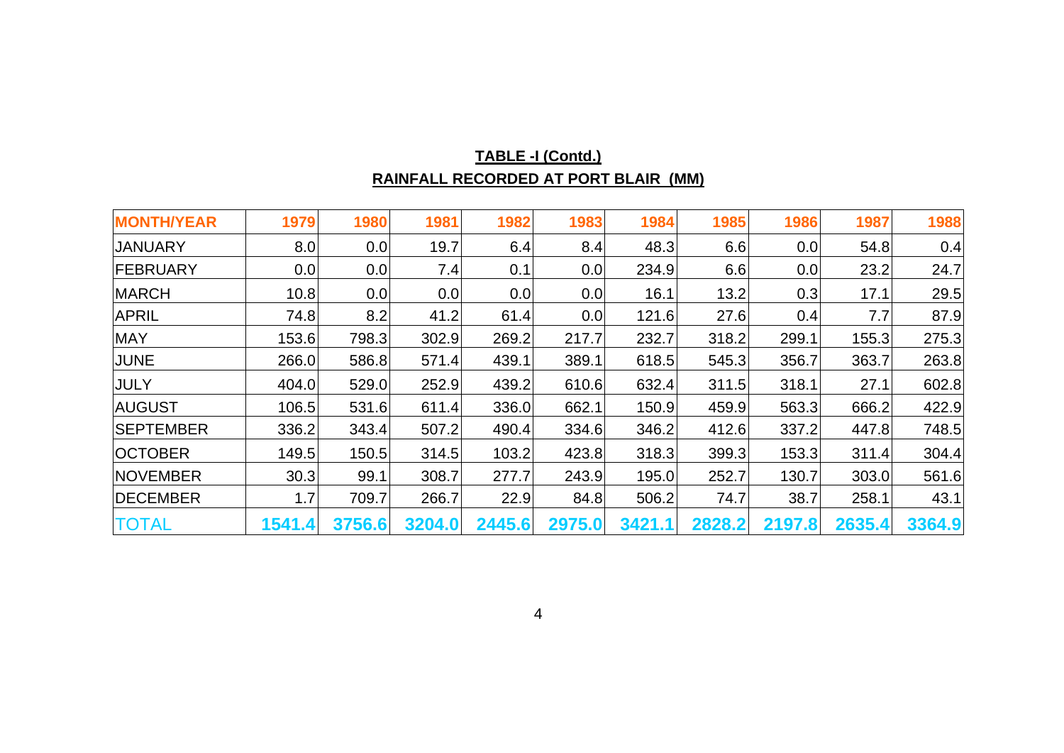## TABLE -I (Contd.)

## RAINFALL RECORDED AT PORT BLAIR (MM)

| MONTH/YEAR | 1979 | 1980 | 1981 | 1982 | 1983 | 1984 | 1985 | 1986 | 1987 | 1988 |
|---|---|---|---|---|---|---|---|---|---|---|
| JANUARY | 8.0 | 0.0 | 19.7 | 6.4 | 8.4 | 48.3 | 6.6 | 0.0 | 54.8 | 0.4 |
| FEBRUARY | 0.0 | 0.0 | 7.4 | 0.1 | 0.0 | 234.9 | 6.6 | 0.0 | 23.2 | 24.7 |
| MARCH | 10.8 | 0.0 | 0.0 | 0.0 | 0.0 | 16.1 | 13.2 | 0.3 | 17.1 | 29.5 |
| APRIL | 74.8 | 8.2 | 41.2 | 61.4 | 0.0 | 121.6 | 27.6 | 0.4 | 7.7 | 87.9 |
| MAY | 153.6 | 798.3 | 302.9 | 269.2 | 217.7 | 232.7 | 318.2 | 299.1 | 155.3 | 275.3 |
| JUNE | 266.0 | 586.8 | 571.4 | 439.1 | 389.1 | 618.5 | 545.3 | 356.7 | 363.7 | 263.8 |
| JULY | 404.0 | 529.0 | 252.9 | 439.2 | 610.6 | 632.4 | 311.5 | 318.1 | 27.1 | 602.8 |
| AUGUST | 106.5 | 531.6 | 611.4 | 336.0 | 662.1 | 150.9 | 459.9 | 563.3 | 666.2 | 422.9 |
| SEPTEMBER | 336.2 | 343.4 | 507.2 | 490.4 | 334.6 | 346.2 | 412.6 | 337.2 | 447.8 | 748.5 |
| OCTOBER | 149.5 | 150.5 | 314.5 | 103.2 | 423.8 | 318.3 | 399.3 | 153.3 | 311.4 | 304.4 |
| NOVEMBER | 30.3 | 99.1 | 308.7 | 277.7 | 243.9 | 195.0 | 252.7 | 130.7 | 303.0 | 561.6 |
| DECEMBER | 1.7 | 709.7 | 266.7 | 22.9 | 84.8 | 506.2 | 74.7 | 38.7 | 258.1 | 43.1 |
| TOTAL | 1541.4 | 3756.6 | 3204.0 | 2445.6 | 2975.0 | 3421.1 | 2828.2 | 2197.8 | 2635.4 | 3364.9 |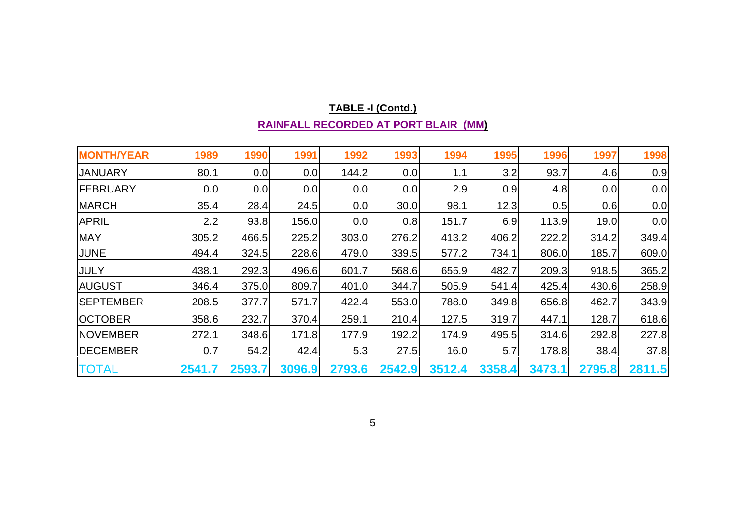**TABLE -I (Contd.)**

**RAINFALL RECORDED AT PORT BLAIR (MM)**

| MONTH/YEAR | 1989 | 1990 | 1991 | 1992 | 1993 | 1994 | 1995 | 1996 | 1997 | 1998 |
|---|---|---|---|---|---|---|---|---|---|---|
| JANUARY | 80.1 | 0.0 | 0.0 | 144.2 | 0.0 | 1.1 | 3.2 | 93.7 | 4.6 | 0.9 |
| FEBRUARY | 0.0 | 0.0 | 0.0 | 0.0 | 0.0 | 2.9 | 0.9 | 4.8 | 0.0 | 0.0 |
| MARCH | 35.4 | 28.4 | 24.5 | 0.0 | 30.0 | 98.1 | 12.3 | 0.5 | 0.6 | 0.0 |
| APRIL | 2.2 | 93.8 | 156.0 | 0.0 | 0.8 | 151.7 | 6.9 | 113.9 | 19.0 | 0.0 |
| MAY | 305.2 | 466.5 | 225.2 | 303.0 | 276.2 | 413.2 | 406.2 | 222.2 | 314.2 | 349.4 |
| JUNE | 494.4 | 324.5 | 228.6 | 479.0 | 339.5 | 577.2 | 734.1 | 806.0 | 185.7 | 609.0 |
| JULY | 438.1 | 292.3 | 496.6 | 601.7 | 568.6 | 655.9 | 482.7 | 209.3 | 918.5 | 365.2 |
| AUGUST | 346.4 | 375.0 | 809.7 | 401.0 | 344.7 | 505.9 | 541.4 | 425.4 | 430.6 | 258.9 |
| SEPTEMBER | 208.5 | 377.7 | 571.7 | 422.4 | 553.0 | 788.0 | 349.8 | 656.8 | 462.7 | 343.9 |
| OCTOBER | 358.6 | 232.7 | 370.4 | 259.1 | 210.4 | 127.5 | 319.7 | 447.1 | 128.7 | 618.6 |
| NOVEMBER | 272.1 | 348.6 | 171.8 | 177.9 | 192.2 | 174.9 | 495.5 | 314.6 | 292.8 | 227.8 |
| DECEMBER | 0.7 | 54.2 | 42.4 | 5.3 | 27.5 | 16.0 | 5.7 | 178.8 | 38.4 | 37.8 |
| TOTAL | **2541.7** | **2593.7** | **3096.9** | **2793.6** | **2542.9** | **3512.4** | **3358.4** | **3473.1** | **2795.8** | **2811.5** |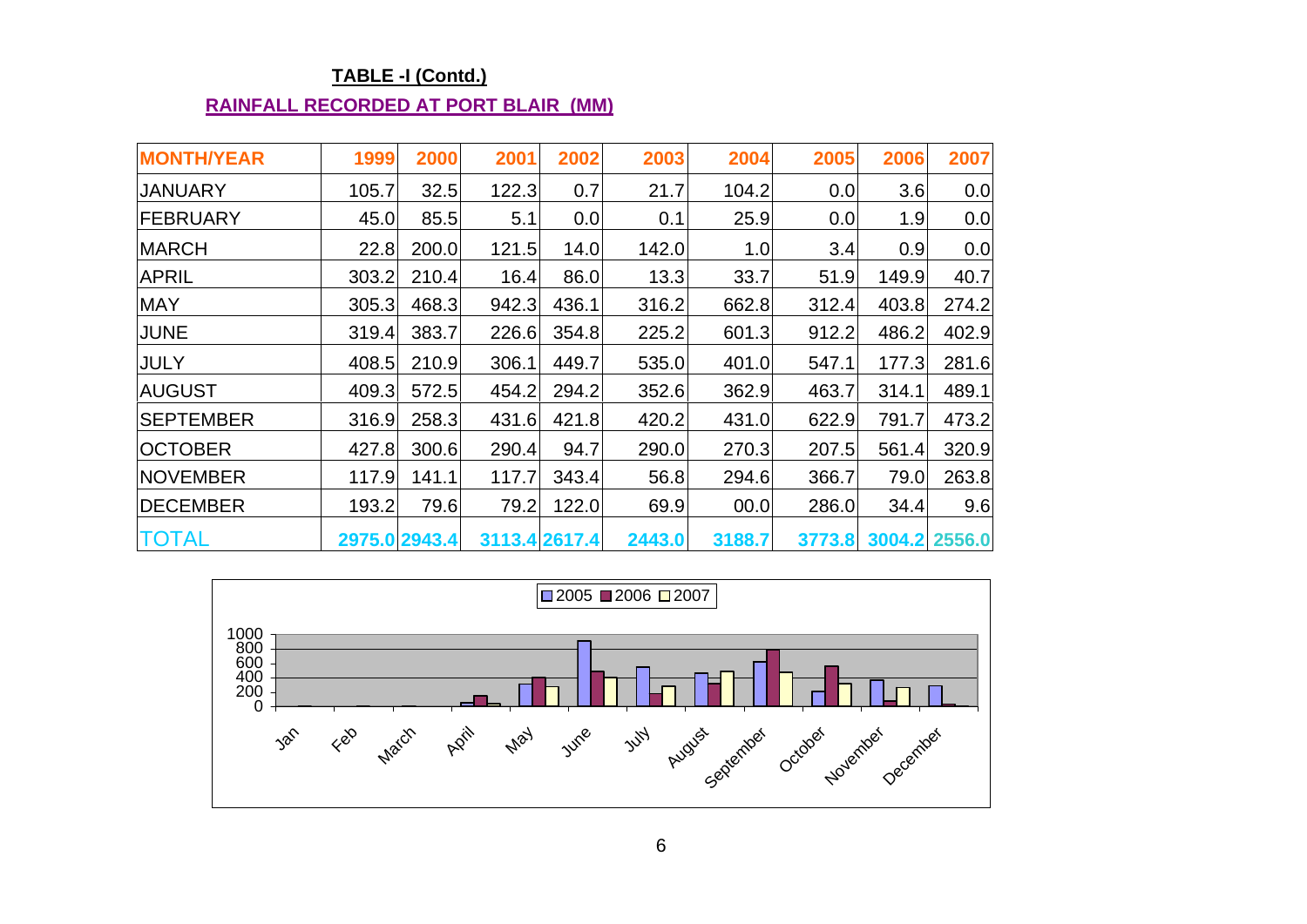**TABLE -I (Contd.)**

**RAINFALL RECORDED AT PORT BLAIR (MM)**

| MONTH/YEAR | 1999 | 2000 | 2001 | 2002 | 2003 | 2004 | 2005 | 2006 | 2007 |
|---|---|---|---|---|---|---|---|---|---|
| JANUARY | 105.7 | 32.5 | 122.3 | 0.7 | 21.7 | 104.2 | 0.0 | 3.6 | 0.0 |
| FEBRUARY | 45.0 | 85.5 | 5.1 | 0.0 | 0.1 | 25.9 | 0.0 | 1.9 | 0.0 |
| MARCH | 22.8 | 200.0 | 121.5 | 14.0 | 142.0 | 1.0 | 3.4 | 0.9 | 0.0 |
| APRIL | 303.2 | 210.4 | 16.4 | 86.0 | 13.3 | 33.7 | 51.9 | 149.9 | 40.7 |
| MAY | 305.3 | 468.3 | 942.3 | 436.1 | 316.2 | 662.8 | 312.4 | 403.8 | 274.2 |
| JUNE | 319.4 | 383.7 | 226.6 | 354.8 | 225.2 | 601.3 | 912.2 | 486.2 | 402.9 |
| JULY | 408.5 | 210.9 | 306.1 | 449.7 | 535.0 | 401.0 | 547.1 | 177.3 | 281.6 |
| AUGUST | 409.3 | 572.5 | 454.2 | 294.2 | 352.6 | 362.9 | 463.7 | 314.1 | 489.1 |
| SEPTEMBER | 316.9 | 258.3 | 431.6 | 421.8 | 420.2 | 431.0 | 622.9 | 791.7 | 473.2 |
| OCTOBER | 427.8 | 300.6 | 290.4 | 94.7 | 290.0 | 270.3 | 207.5 | 561.4 | 320.9 |
| NOVEMBER | 117.9 | 141.1 | 117.7 | 343.4 | 56.8 | 294.6 | 366.7 | 79.0 | 263.8 |
| DECEMBER | 193.2 | 79.6 | 79.2 | 122.0 | 69.9 | 00.0 | 286.0 | 34.4 | 9.6 |
| TOTAL | **2975.0** | **2943.4** | **3113.4** | **2617.4** | **2443.0** | **3188.7** | **3773.8** | **3004.2** | **2556.0** |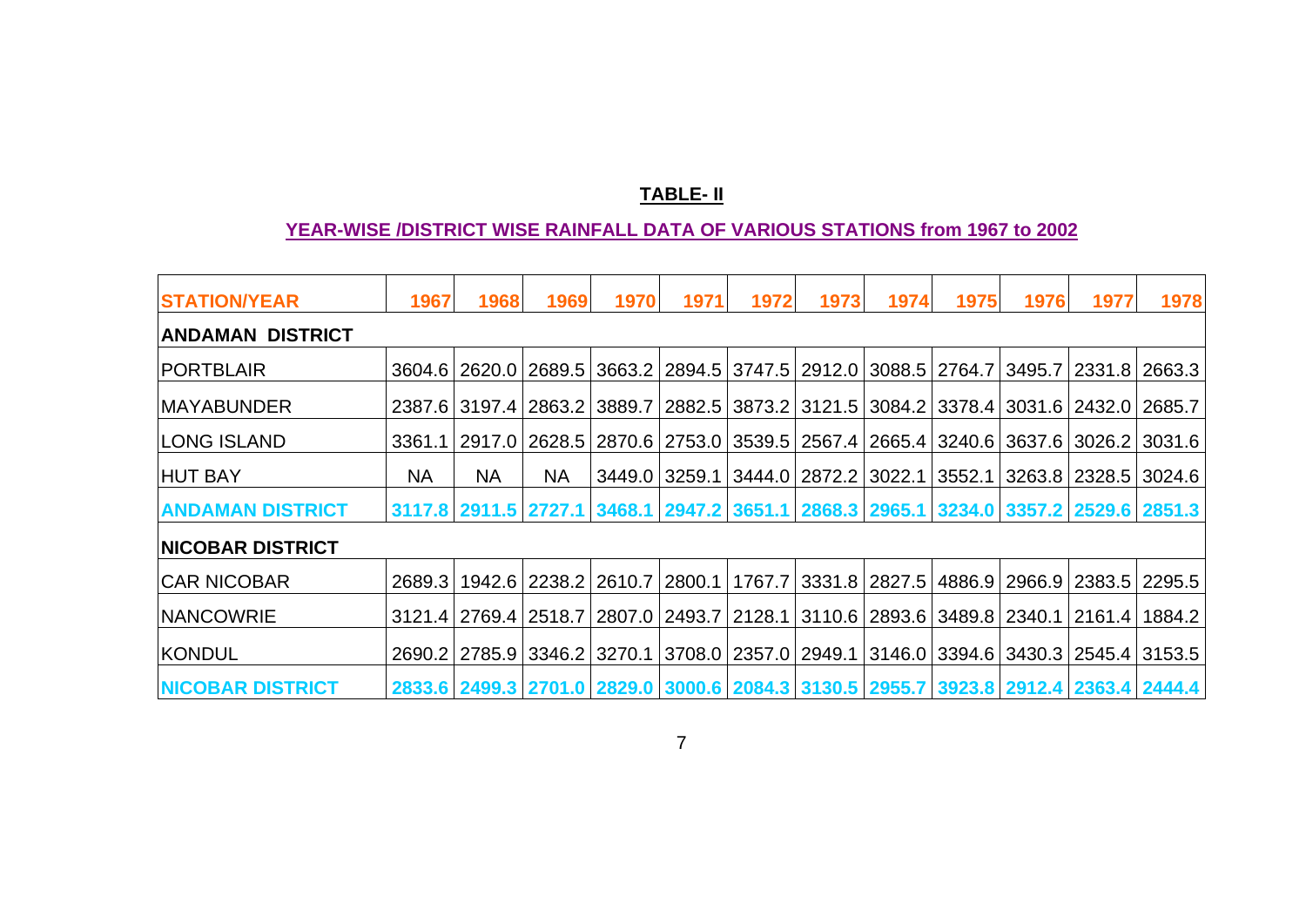# TABLE- II

## YEAR-WISE /DISTRICT WISE RAINFALL DATA OF VARIOUS STATIONS from 1967 to 2002

| STATION/YEAR | 1967 | 1968 | 1969 | 1970 | 1971 | 1972 | 1973 | 1974 | 1975 | 1976 | 1977 | 1978 |
|---|---|---|---|---|---|---|---|---|---|---|---|---|
| **ANDAMAN DISTRICT** | | | | | | | | | | | | |
| PORTBLAIR | 3604.6 | 2620.0 | 2689.5 | 3663.2 | 2894.5 | 3747.5 | 2912.0 | 3088.5 | 2764.7 | 3495.7 | 2331.8 | 2663.3 |
| MAYABUNDER | 2387.6 | 3197.4 | 2863.2 | 3889.7 | 2882.5 | 3873.2 | 3121.5 | 3084.2 | 3378.4 | 3031.6 | 2432.0 | 2685.7 |
| LONG ISLAND | 3361.1 | 2917.0 | 2628.5 | 2870.6 | 2753.0 | 3539.5 | 2567.4 | 2665.4 | 3240.6 | 3637.6 | 3026.2 | 3031.6 |
| HUT BAY | NA | NA | NA | 3449.0 | 3259.1 | 3444.0 | 2872.2 | 3022.1 | 3552.1 | 3263.8 | 2328.5 | 3024.6 |
| **ANDAMAN DISTRICT** | **3117.8** | **2911.5** | **2727.1** | **3468.1** | **2947.2** | **3651.1** | **2868.3** | **2965.1** | **3234.0** | **3357.2** | **2529.6** | **2851.3** |
| **NICOBAR DISTRICT** | | | | | | | | | | | | |
| CAR NICOBAR | 2689.3 | 1942.6 | 2238.2 | 2610.7 | 2800.1 | 1767.7 | 3331.8 | 2827.5 | 4886.9 | 2966.9 | 2383.5 | 2295.5 |
| NANCOWRIE | 3121.4 | 2769.4 | 2518.7 | 2807.0 | 2493.7 | 2128.1 | 3110.6 | 2893.6 | 3489.8 | 2340.1 | 2161.4 | 1884.2 |
| KONDUL | 2690.2 | 2785.9 | 3346.2 | 3270.1 | 3708.0 | 2357.0 | 2949.1 | 3146.0 | 3394.6 | 3430.3 | 2545.4 | 3153.5 |
| **NICOBAR DISTRICT** | **2833.6** | **2499.3** | **2701.0** | **2829.0** | **3000.6** | **2084.3** | **3130.5** | **2955.7** | **3923.8** | **2912.4** | **2363.4** | **2444.4** |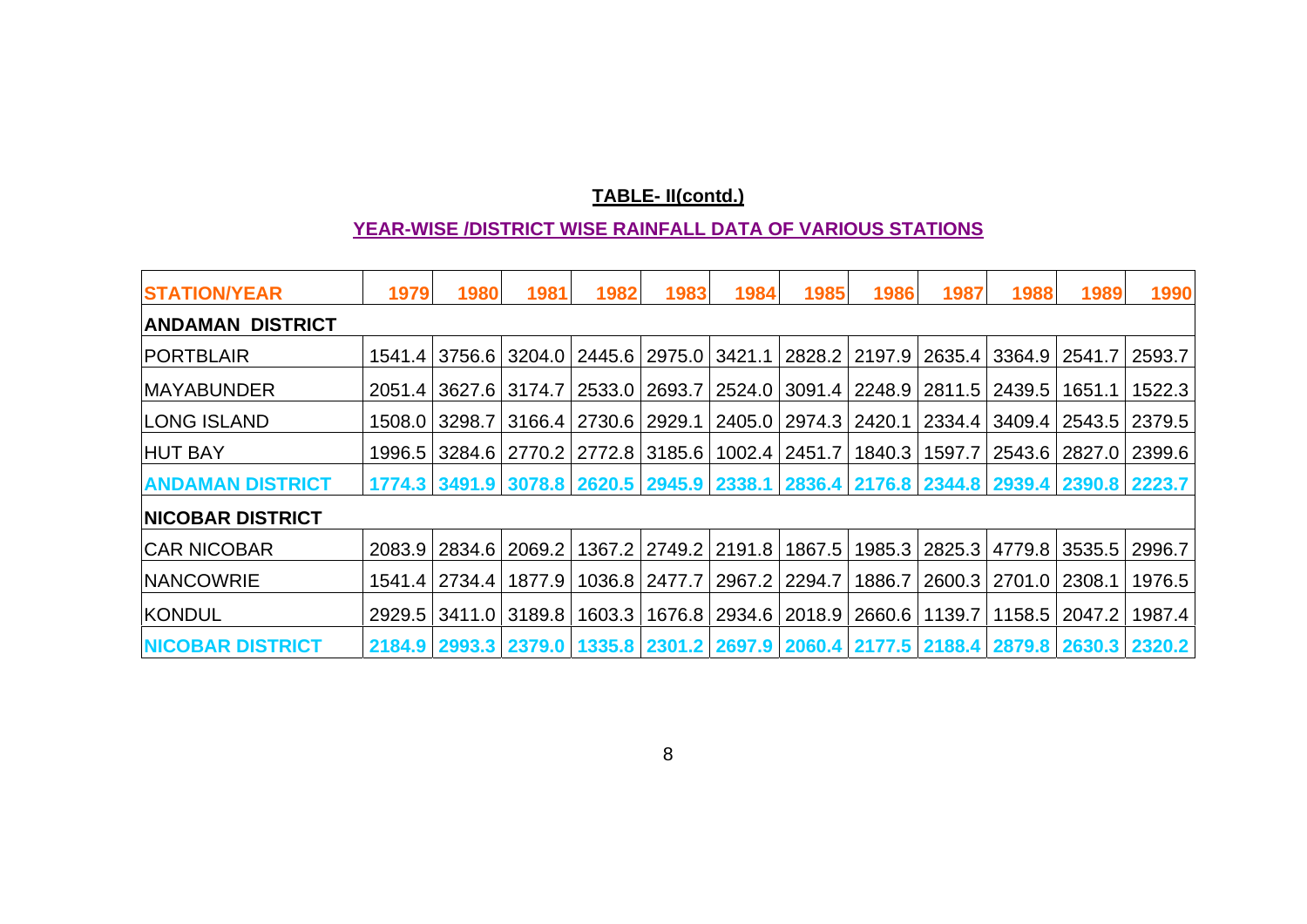**TABLE- II(contd.)**

**YEAR-WISE /DISTRICT WISE RAINFALL DATA OF VARIOUS STATIONS**

| STATION/YEAR | 1979 | 1980 | 1981 | 1982 | 1983 | 1984 | 1985 | 1986 | 1987 | 1988 | 1989 | 1990 |
|---|---|---|---|---|---|---|---|---|---|---|---|---|
| **ANDAMAN DISTRICT** | | | | | | | | | | | | |
| PORTBLAIR | 1541.4 | 3756.6 | 3204.0 | 2445.6 | 2975.0 | 3421.1 | 2828.2 | 2197.9 | 2635.4 | 3364.9 | 2541.7 | 2593.7 |
| MAYABUNDER | 2051.4 | 3627.6 | 3174.7 | 2533.0 | 2693.7 | 2524.0 | 3091.4 | 2248.9 | 2811.5 | 2439.5 | 1651.1 | 1522.3 |
| LONG ISLAND | 1508.0 | 3298.7 | 3166.4 | 2730.6 | 2929.1 | 2405.0 | 2974.3 | 2420.1 | 2334.4 | 3409.4 | 2543.5 | 2379.5 |
| HUT BAY | 1996.5 | 3284.6 | 2770.2 | 2772.8 | 3185.6 | 1002.4 | 2451.7 | 1840.3 | 1597.7 | 2543.6 | 2827.0 | 2399.6 |
| **ANDAMAN DISTRICT** | **1774.3** | **3491.9** | **3078.8** | **2620.5** | **2945.9** | **2338.1** | **2836.4** | **2176.8** | **2344.8** | **2939.4** | **2390.8** | **2223.7** |
| **NICOBAR DISTRICT** | | | | | | | | | | | | |
| CAR NICOBAR | 2083.9 | 2834.6 | 2069.2 | 1367.2 | 2749.2 | 2191.8 | 1867.5 | 1985.3 | 2825.3 | 4779.8 | 3535.5 | 2996.7 |
| NANCOWRIE | 1541.4 | 2734.4 | 1877.9 | 1036.8 | 2477.7 | 2967.2 | 2294.7 | 1886.7 | 2600.3 | 2701.0 | 2308.1 | 1976.5 |
| KONDUL | 2929.5 | 3411.0 | 3189.8 | 1603.3 | 1676.8 | 2934.6 | 2018.9 | 2660.6 | 1139.7 | 1158.5 | 2047.2 | 1987.4 |
| **NICOBAR DISTRICT** | **2184.9** | **2993.3** | **2379.0** | **1335.8** | **2301.2** | **2697.9** | **2060.4** | **2177.5** | **2188.4** | **2879.8** | **2630.3** | **2320.2** |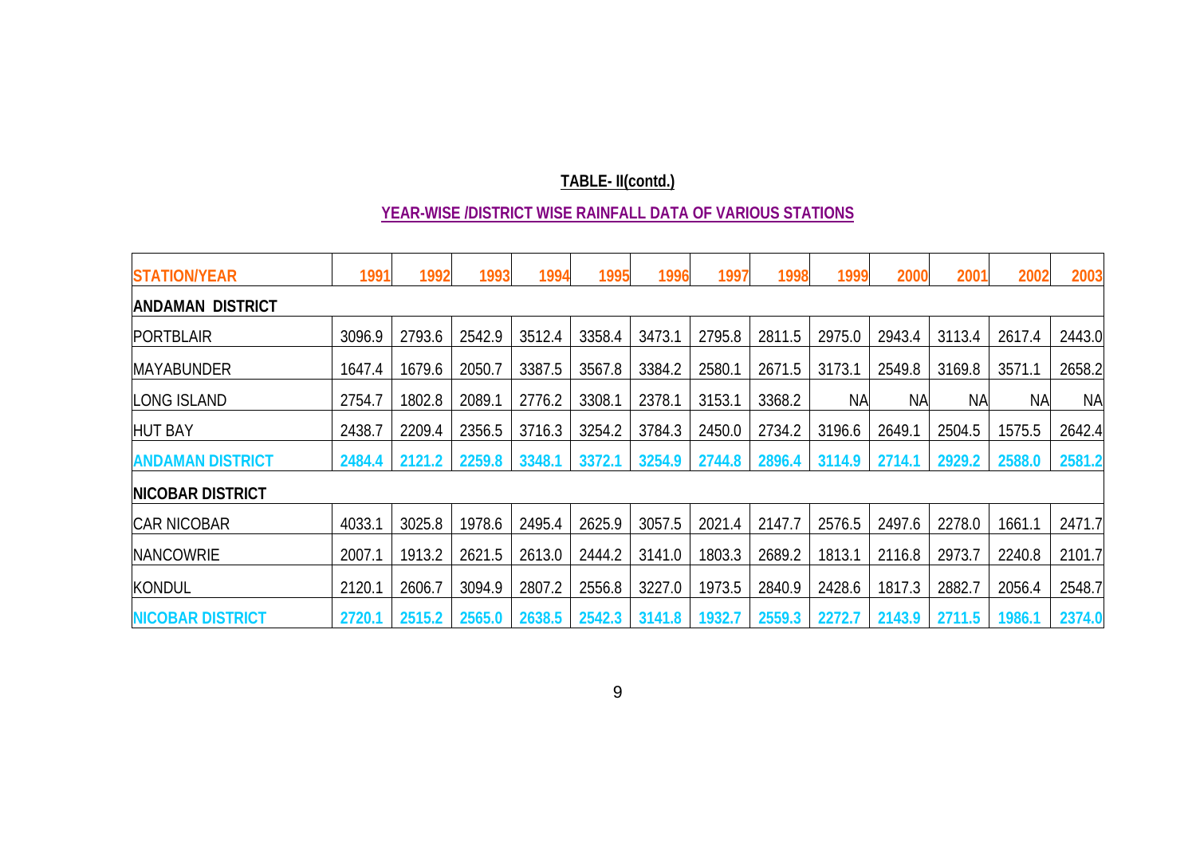**TABLE- II(contd.)**

**YEAR-WISE /DISTRICT WISE RAINFALL DATA OF VARIOUS STATIONS**

| STATION/YEAR | 1991 | 1992 | 1993 | 1994 | 1995 | 1996 | 1997 | 1998 | 1999 | 2000 | 2001 | 2002 | 2003 |
|---|---|---|---|---|---|---|---|---|---|---|---|---|---|
| **ANDAMAN DISTRICT** | | | | | | | | | | | | | |
| PORTBLAIR | 3096.9 | 2793.6 | 2542.9 | 3512.4 | 3358.4 | 3473.1 | 2795.8 | 2811.5 | 2975.0 | 2943.4 | 3113.4 | 2617.4 | 2443.0 |
| MAYABUNDER | 1647.4 | 1679.6 | 2050.7 | 3387.5 | 3567.8 | 3384.2 | 2580.1 | 2671.5 | 3173.1 | 2549.8 | 3169.8 | 3571.1 | 2658.2 |
| LONG ISLAND | 2754.7 | 1802.8 | 2089.1 | 2776.2 | 3308.1 | 2378.1 | 3153.1 | 3368.2 | NA | NA | NA | NA | NA |
| HUT BAY | 2438.7 | 2209.4 | 2356.5 | 3716.3 | 3254.2 | 3784.3 | 2450.0 | 2734.2 | 3196.6 | 2649.1 | 2504.5 | 1575.5 | 2642.4 |
| **ANDAMAN DISTRICT** | **2484.4** | **2121.2** | **2259.8** | **3348.1** | **3372.1** | **3254.9** | **2744.8** | **2896.4** | **3114.9** | **2714.1** | **2929.2** | **2588.0** | **2581.2** |
| **NICOBAR DISTRICT** | | | | | | | | | | | | | |
| CAR NICOBAR | 4033.1 | 3025.8 | 1978.6 | 2495.4 | 2625.9 | 3057.5 | 2021.4 | 2147.7 | 2576.5 | 2497.6 | 2278.0 | 1661.1 | 2471.7 |
| NANCOWRIE | 2007.1 | 1913.2 | 2621.5 | 2613.0 | 2444.2 | 3141.0 | 1803.3 | 2689.2 | 1813.1 | 2116.8 | 2973.7 | 2240.8 | 2101.7 |
| KONDUL | 2120.1 | 2606.7 | 3094.9 | 2807.2 | 2556.8 | 3227.0 | 1973.5 | 2840.9 | 2428.6 | 1817.3 | 2882.7 | 2056.4 | 2548.7 |
| **NICOBAR DISTRICT** | **2720.1** | **2515.2** | **2565.0** | **2638.5** | **2542.3** | **3141.8** | **1932.7** | **2559.3** | **2272.7** | **2143.9** | **2711.5** | **1986.1** | **2374.0** |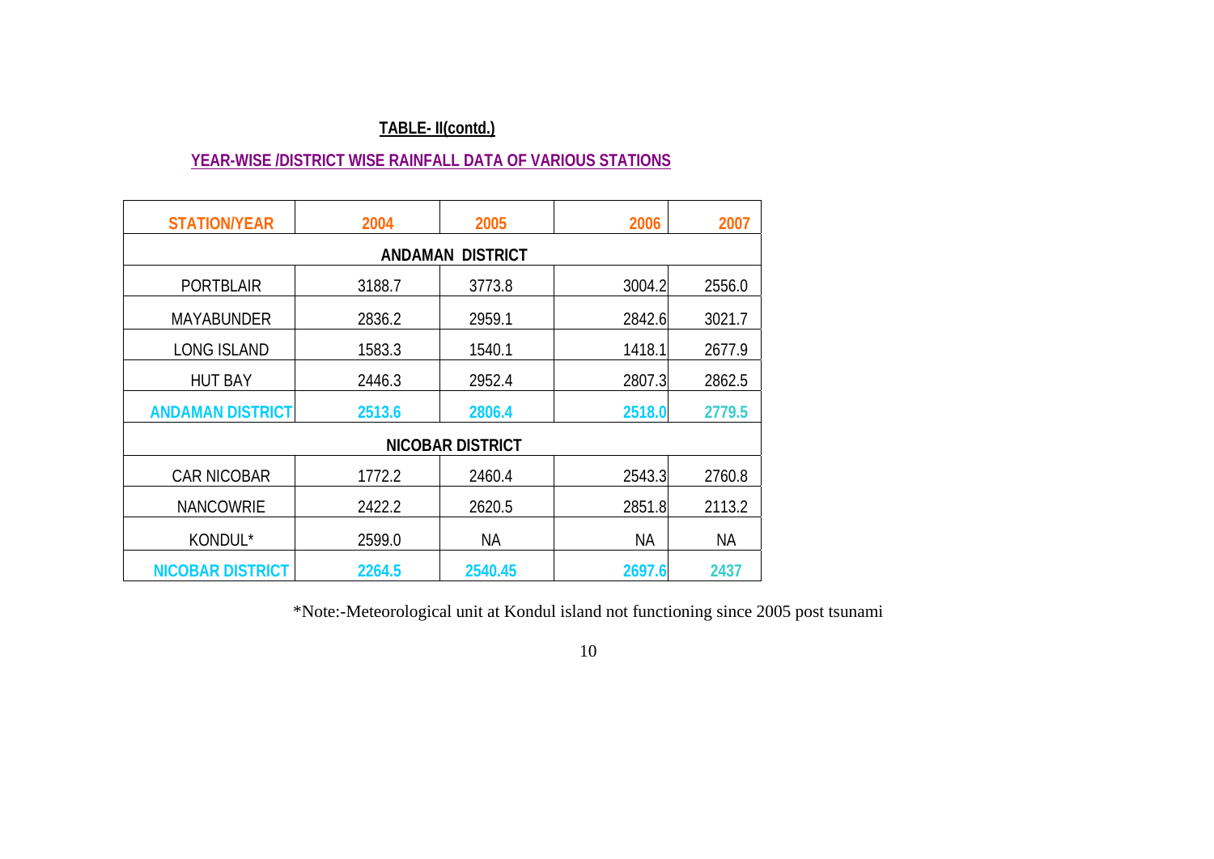**TABLE- II(contd.)**

**YEAR-WISE /DISTRICT WISE RAINFALL DATA OF VARIOUS STATIONS**

| STATION/YEAR | 2004 | 2005 | 2006 | 2007 |
|---|---|---|---|---|
| **ANDAMAN DISTRICT** | | | | |
| PORTBLAIR | 3188.7 | 3773.8 | 3004.2 | 2556.0 |
| MAYABUNDER | 2836.2 | 2959.1 | 2842.6 | 3021.7 |
| LONG ISLAND | 1583.3 | 1540.1 | 1418.1 | 2677.9 |
| HUT BAY | 2446.3 | 2952.4 | 2807.3 | 2862.5 |
| **ANDAMAN DISTRICT** | **2513.6** | **2806.4** | **2518.0** | **2779.5** |
| **NICOBAR DISTRICT** | | | | |
| CAR NICOBAR | 1772.2 | 2460.4 | 2543.3 | 2760.8 |
| NANCOWRIE | 2422.2 | 2620.5 | 2851.8 | 2113.2 |
| KONDUL* | 2599.0 | NA | NA | NA |
| **NICOBAR DISTRICT** | **2264.5** | **2540.45** | **2697.6** | **2437** |

*Note:-Meteorological unit at Kondul island not functioning since 2005 post tsunami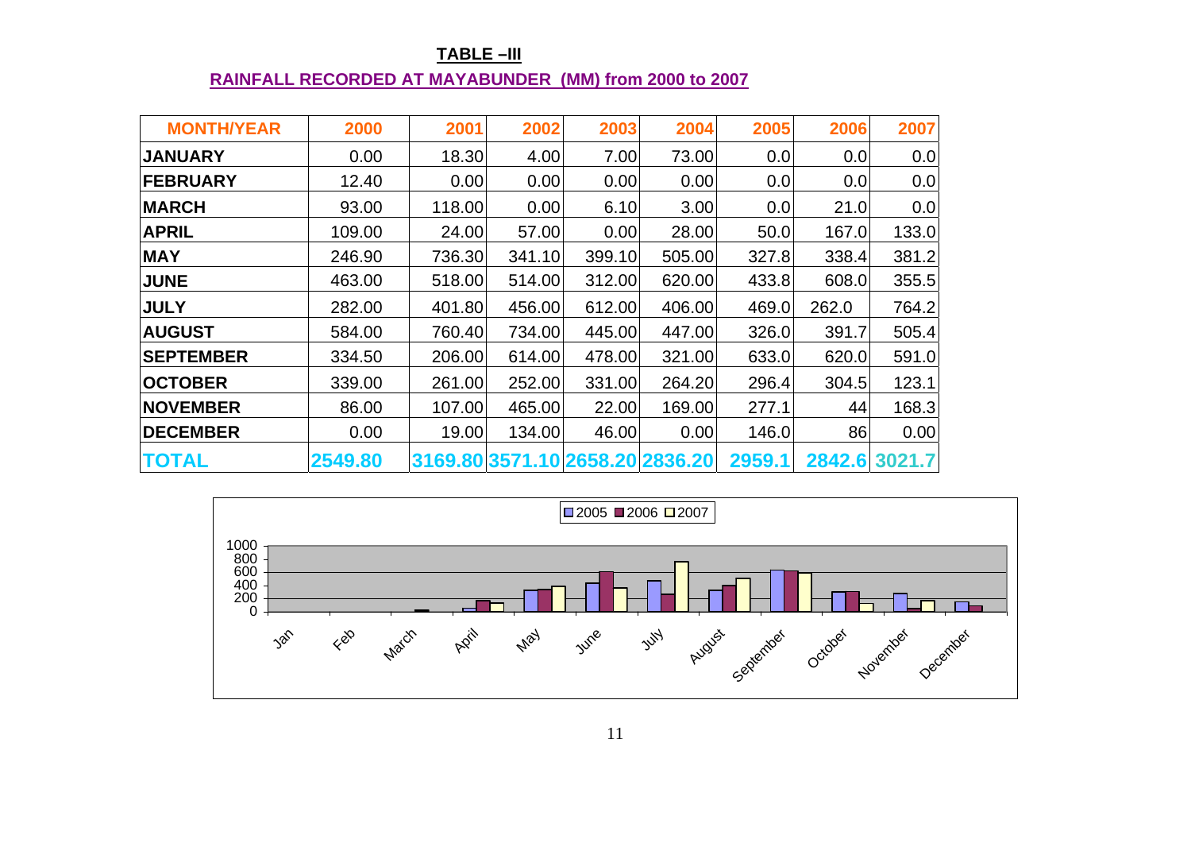**TABLE –III**

**RAINFALL RECORDED AT MAYABUNDER (MM) from 2000 to 2007**

| MONTH/YEAR | 2000 | 2001 | 2002 | 2003 | 2004 | 2005 | 2006 | 2007 |
|---|---|---|---|---|---|---|---|---|
| JANUARY | 0.00 | 18.30 | 4.00 | 7.00 | 73.00 | 0.0 | 0.0 | 0.0 |
| FEBRUARY | 12.40 | 0.00 | 0.00 | 0.00 | 0.00 | 0.0 | 0.0 | 0.0 |
| MARCH | 93.00 | 118.00 | 0.00 | 6.10 | 3.00 | 0.0 | 21.0 | 0.0 |
| APRIL | 109.00 | 24.00 | 57.00 | 0.00 | 28.00 | 50.0 | 167.0 | 133.0 |
| MAY | 246.90 | 736.30 | 341.10 | 399.10 | 505.00 | 327.8 | 338.4 | 381.2 |
| JUNE | 463.00 | 518.00 | 514.00 | 312.00 | 620.00 | 433.8 | 608.0 | 355.5 |
| JULY | 282.00 | 401.80 | 456.00 | 612.00 | 406.00 | 469.0 | 262.0 | 764.2 |
| AUGUST | 584.00 | 760.40 | 734.00 | 445.00 | 447.00 | 326.0 | 391.7 | 505.4 |
| SEPTEMBER | 334.50 | 206.00 | 614.00 | 478.00 | 321.00 | 633.0 | 620.0 | 591.0 |
| OCTOBER | 339.00 | 261.00 | 252.00 | 331.00 | 264.20 | 296.4 | 304.5 | 123.1 |
| NOVEMBER | 86.00 | 107.00 | 465.00 | 22.00 | 169.00 | 277.1 | 44 | 168.3 |
| DECEMBER | 0.00 | 19.00 | 134.00 | 46.00 | 0.00 | 146.0 | 86 | 0.00 |
| **TOTAL** | **2549.80** | **3169.80** | **3571.10** | **2658.20** | **2836.20** | **2959.1** | **2842.6** | **3021.7** |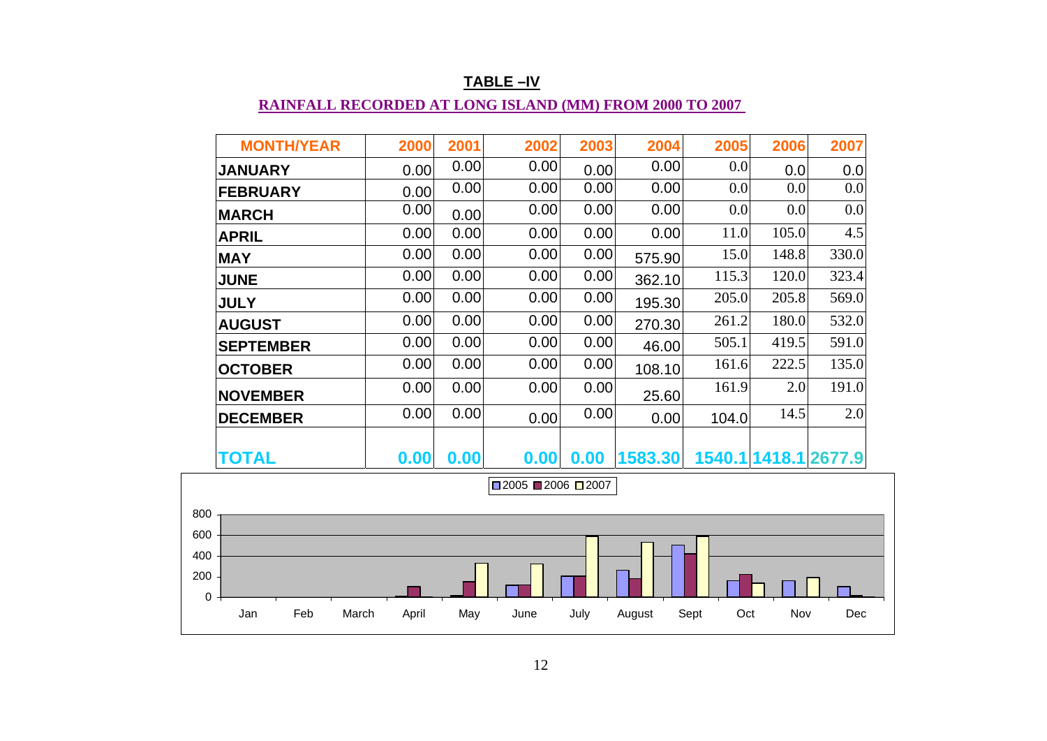## TABLE –IV

### RAINFALL RECORDED AT LONG ISLAND (MM) FROM 2000 TO 2007

| MONTH/YEAR | 2000 | 2001 | 2002 | 2003 | 2004 | 2005 | 2006 | 2007 |
|---|---|---|---|---|---|---|---|---|
| JANUARY | 0.00 | 0.00 | 0.00 | 0.00 | 0.00 | 0.0 | 0.0 | 0.0 |
| FEBRUARY | 0.00 | 0.00 | 0.00 | 0.00 | 0.00 | 0.0 | 0.0 | 0.0 |
| MARCH | 0.00 | 0.00 | 0.00 | 0.00 | 0.00 | 0.0 | 0.0 | 0.0 |
| APRIL | 0.00 | 0.00 | 0.00 | 0.00 | 0.00 | 11.0 | 105.0 | 4.5 |
| MAY | 0.00 | 0.00 | 0.00 | 0.00 | 575.90 | 15.0 | 148.8 | 330.0 |
| JUNE | 0.00 | 0.00 | 0.00 | 0.00 | 362.10 | 115.3 | 120.0 | 323.4 |
| JULY | 0.00 | 0.00 | 0.00 | 0.00 | 195.30 | 205.0 | 205.8 | 569.0 |
| AUGUST | 0.00 | 0.00 | 0.00 | 0.00 | 270.30 | 261.2 | 180.0 | 532.0 |
| SEPTEMBER | 0.00 | 0.00 | 0.00 | 0.00 | 46.00 | 505.1 | 419.5 | 591.0 |
| OCTOBER | 0.00 | 0.00 | 0.00 | 0.00 | 108.10 | 161.6 | 222.5 | 135.0 |
| NOVEMBER | 0.00 | 0.00 | 0.00 | 0.00 | 25.60 | 161.9 | 2.0 | 191.0 |
| DECEMBER | 0.00 | 0.00 | 0.00 | 0.00 | 0.00 | 104.0 | 14.5 | 2.0 |
| **TOTAL** | **0.00** | **0.00** | **0.00** | **0.00** | **1583.30** | **1540.1** | **1418.1** | **2677.9** |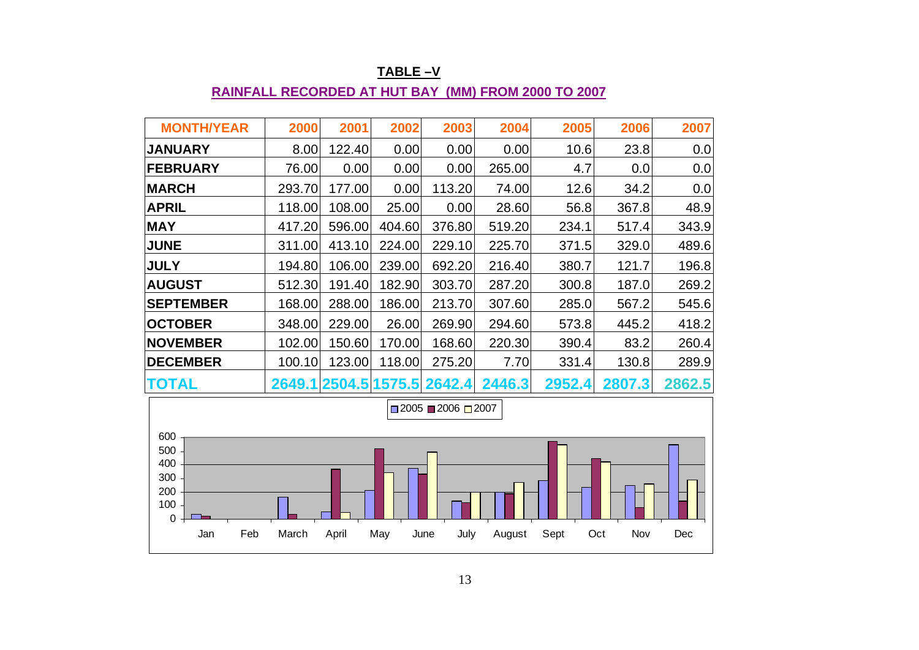**TABLE –V**

**RAINFALL RECORDED AT HUT BAY (MM) FROM 2000 TO 2007**

| MONTH/YEAR | 2000 | 2001 | 2002 | 2003 | 2004 | 2005 | 2006 | 2007 |
|---|---|---|---|---|---|---|---|---|
| JANUARY | 8.00 | 122.40 | 0.00 | 0.00 | 0.00 | 10.6 | 23.8 | 0.0 |
| FEBRUARY | 76.00 | 0.00 | 0.00 | 0.00 | 265.00 | 4.7 | 0.0 | 0.0 |
| MARCH | 293.70 | 177.00 | 0.00 | 113.20 | 74.00 | 12.6 | 34.2 | 0.0 |
| APRIL | 118.00 | 108.00 | 25.00 | 0.00 | 28.60 | 56.8 | 367.8 | 48.9 |
| MAY | 417.20 | 596.00 | 404.60 | 376.80 | 519.20 | 234.1 | 517.4 | 343.9 |
| JUNE | 311.00 | 413.10 | 224.00 | 229.10 | 225.70 | 371.5 | 329.0 | 489.6 |
| JULY | 194.80 | 106.00 | 239.00 | 692.20 | 216.40 | 380.7 | 121.7 | 196.8 |
| AUGUST | 512.30 | 191.40 | 182.90 | 303.70 | 287.20 | 300.8 | 187.0 | 269.2 |
| SEPTEMBER | 168.00 | 288.00 | 186.00 | 213.70 | 307.60 | 285.0 | 567.2 | 545.6 |
| OCTOBER | 348.00 | 229.00 | 26.00 | 269.90 | 294.60 | 573.8 | 445.2 | 418.2 |
| NOVEMBER | 102.00 | 150.60 | 170.00 | 168.60 | 220.30 | 390.4 | 83.2 | 260.4 |
| DECEMBER | 100.10 | 123.00 | 118.00 | 275.20 | 7.70 | 331.4 | 130.8 | 289.9 |
| **TOTAL** | **2649.1** | **2504.5** | **1575.5** | **2642.4** | **2446.3** | **2952.4** | **2807.3** | **2862.5** |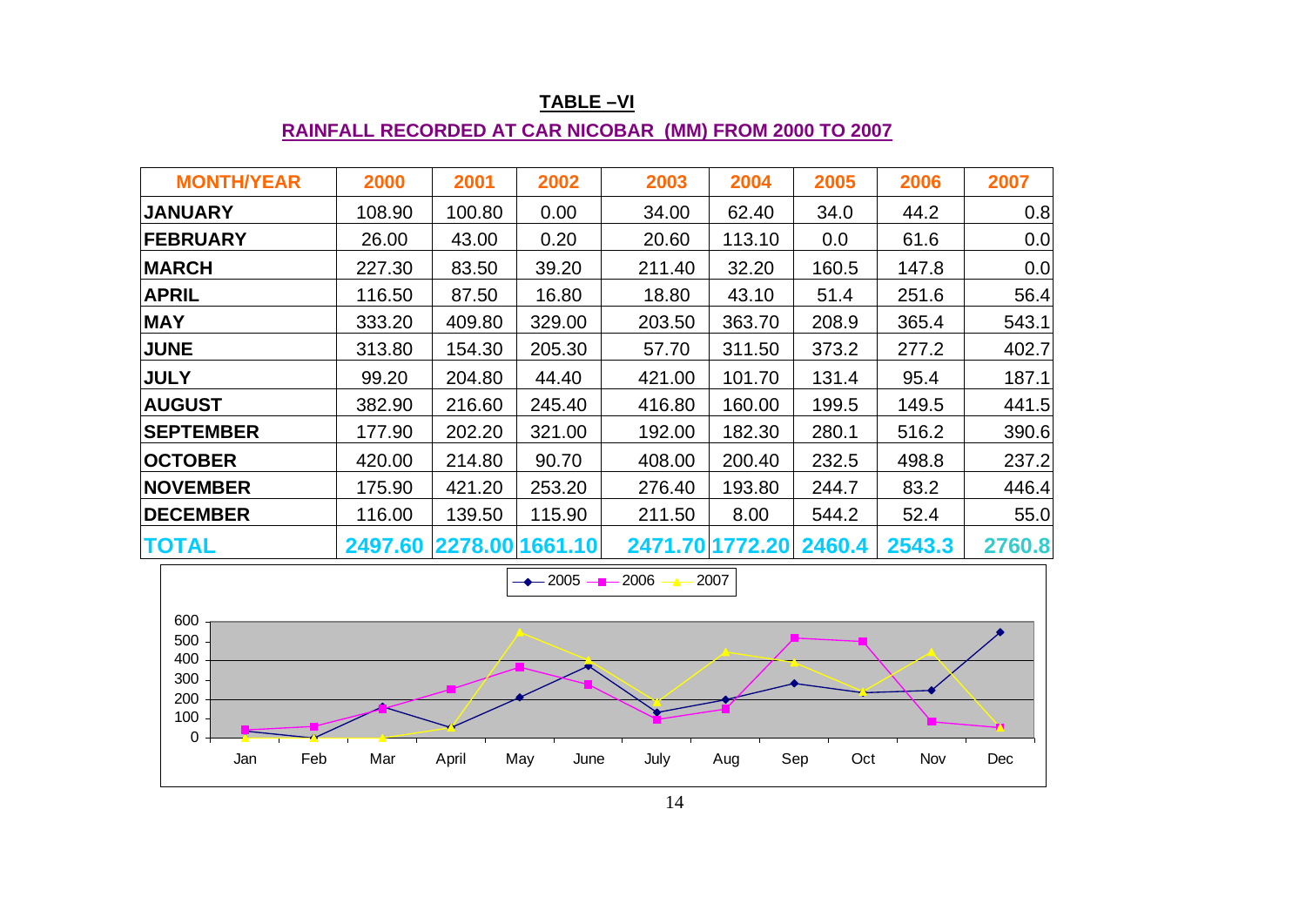## TABLE –VI

### RAINFALL RECORDED AT CAR NICOBAR (MM) FROM 2000 TO 2007

| MONTH/YEAR | 2000 | 2001 | 2002 | 2003 | 2004 | 2005 | 2006 | 2007 |
|---|---|---|---|---|---|---|---|---|
| JANUARY | 108.90 | 100.80 | 0.00 | 34.00 | 62.40 | 34.0 | 44.2 | 0.8 |
| FEBRUARY | 26.00 | 43.00 | 0.20 | 20.60 | 113.10 | 0.0 | 61.6 | 0.0 |
| MARCH | 227.30 | 83.50 | 39.20 | 211.40 | 32.20 | 160.5 | 147.8 | 0.0 |
| APRIL | 116.50 | 87.50 | 16.80 | 18.80 | 43.10 | 51.4 | 251.6 | 56.4 |
| MAY | 333.20 | 409.80 | 329.00 | 203.50 | 363.70 | 208.9 | 365.4 | 543.1 |
| JUNE | 313.80 | 154.30 | 205.30 | 57.70 | 311.50 | 373.2 | 277.2 | 402.7 |
| JULY | 99.20 | 204.80 | 44.40 | 421.00 | 101.70 | 131.4 | 95.4 | 187.1 |
| AUGUST | 382.90 | 216.60 | 245.40 | 416.80 | 160.00 | 199.5 | 149.5 | 441.5 |
| SEPTEMBER | 177.90 | 202.20 | 321.00 | 192.00 | 182.30 | 280.1 | 516.2 | 390.6 |
| OCTOBER | 420.00 | 214.80 | 90.70 | 408.00 | 200.40 | 232.5 | 498.8 | 237.2 |
| NOVEMBER | 175.90 | 421.20 | 253.20 | 276.40 | 193.80 | 244.7 | 83.2 | 446.4 |
| DECEMBER | 116.00 | 139.50 | 115.90 | 211.50 | 8.00 | 544.2 | 52.4 | 55.0 |
| TOTAL | 2497.60 | 2278.00 | 1661.10 | 2471.70 | 1772.20 | 2460.4 | 2543.3 | 2760.8 |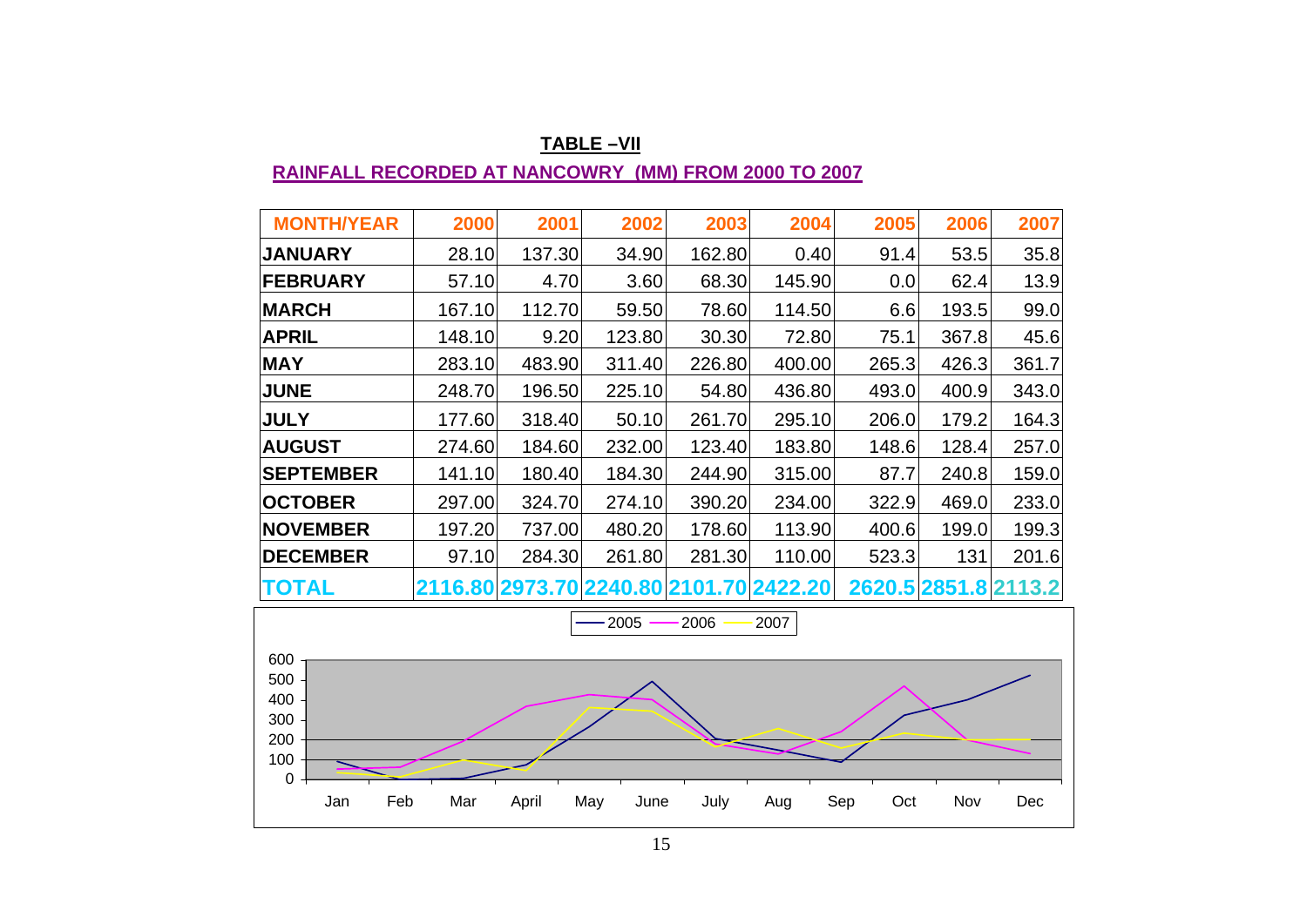## TABLE –VII

### RAINFALL RECORDED AT NANCOWRY (MM) FROM 2000 TO 2007

| MONTH/YEAR | 2000 | 2001 | 2002 | 2003 | 2004 | 2005 | 2006 | 2007 |
|---|---|---|---|---|---|---|---|---|
| JANUARY | 28.10 | 137.30 | 34.90 | 162.80 | 0.40 | 91.4 | 53.5 | 35.8 |
| FEBRUARY | 57.10 | 4.70 | 3.60 | 68.30 | 145.90 | 0.0 | 62.4 | 13.9 |
| MARCH | 167.10 | 112.70 | 59.50 | 78.60 | 114.50 | 6.6 | 193.5 | 99.0 |
| APRIL | 148.10 | 9.20 | 123.80 | 30.30 | 72.80 | 75.1 | 367.8 | 45.6 |
| MAY | 283.10 | 483.90 | 311.40 | 226.80 | 400.00 | 265.3 | 426.3 | 361.7 |
| JUNE | 248.70 | 196.50 | 225.10 | 54.80 | 436.80 | 493.0 | 400.9 | 343.0 |
| JULY | 177.60 | 318.40 | 50.10 | 261.70 | 295.10 | 206.0 | 179.2 | 164.3 |
| AUGUST | 274.60 | 184.60 | 232.00 | 123.40 | 183.80 | 148.6 | 128.4 | 257.0 |
| SEPTEMBER | 141.10 | 180.40 | 184.30 | 244.90 | 315.00 | 87.7 | 240.8 | 159.0 |
| OCTOBER | 297.00 | 324.70 | 274.10 | 390.20 | 234.00 | 322.9 | 469.0 | 233.0 |
| NOVEMBER | 197.20 | 737.00 | 480.20 | 178.60 | 113.90 | 400.6 | 199.0 | 199.3 |
| DECEMBER | 97.10 | 284.30 | 261.80 | 281.30 | 110.00 | 523.3 | 131 | 201.6 |
| TOTAL | 2116.80 | 2973.70 | 2240.80 | 2101.70 | 2422.20 | 2620.5 | 2851.8 | 2113.2 |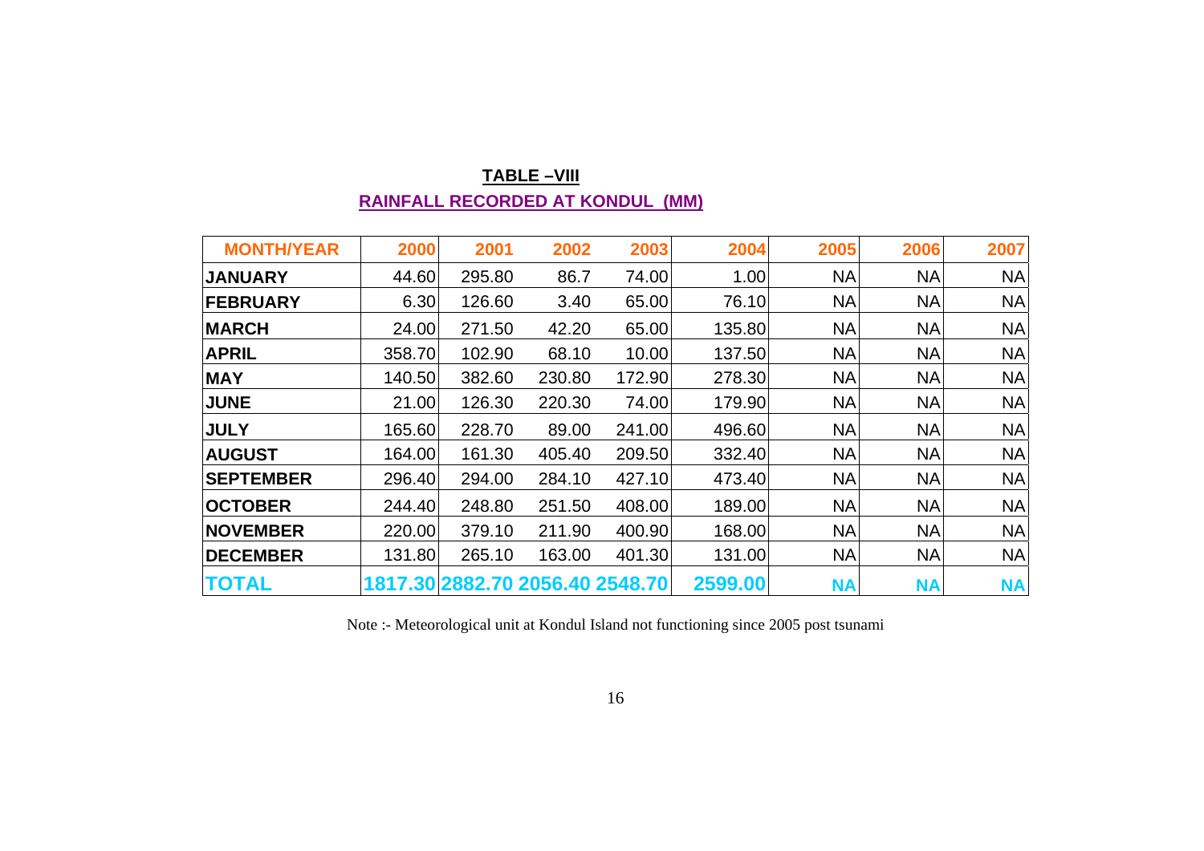**TABLE –VIII**

**RAINFALL RECORDED AT KONDUL (MM)**

| MONTH/YEAR | 2000 | 2001 | 2002 | 2003 | 2004 | 2005 | 2006 | 2007 |
|---|---|---|---|---|---|---|---|---|
| JANUARY | 44.60 | 295.80 | 86.7 | 74.00 | 1.00 | NA | NA | NA |
| FEBRUARY | 6.30 | 126.60 | 3.40 | 65.00 | 76.10 | NA | NA | NA |
| MARCH | 24.00 | 271.50 | 42.20 | 65.00 | 135.80 | NA | NA | NA |
| APRIL | 358.70 | 102.90 | 68.10 | 10.00 | 137.50 | NA | NA | NA |
| MAY | 140.50 | 382.60 | 230.80 | 172.90 | 278.30 | NA | NA | NA |
| JUNE | 21.00 | 126.30 | 220.30 | 74.00 | 179.90 | NA | NA | NA |
| JULY | 165.60 | 228.70 | 89.00 | 241.00 | 496.60 | NA | NA | NA |
| AUGUST | 164.00 | 161.30 | 405.40 | 209.50 | 332.40 | NA | NA | NA |
| SEPTEMBER | 296.40 | 294.00 | 284.10 | 427.10 | 473.40 | NA | NA | NA |
| OCTOBER | 244.40 | 248.80 | 251.50 | 408.00 | 189.00 | NA | NA | NA |
| NOVEMBER | 220.00 | 379.10 | 211.90 | 400.90 | 168.00 | NA | NA | NA |
| DECEMBER | 131.80 | 265.10 | 163.00 | 401.30 | 131.00 | NA | NA | NA |
| **TOTAL** | **1817.30** | **2882.70** | **2056.40** | **2548.70** | **2599.00** | **NA** | **NA** | **NA** |

Note :- Meteorological unit at Kondul Island not functioning since 2005 post tsunami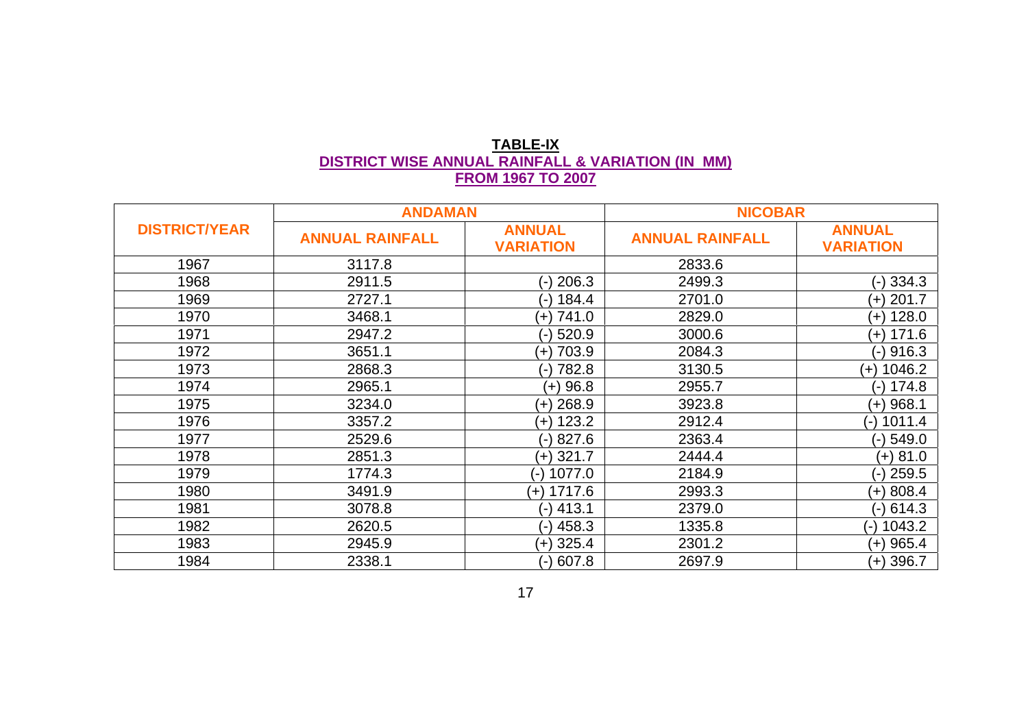**TABLE-IX**
**DISTRICT WISE ANNUAL RAINFALL & VARIATION (IN MM)**
**FROM 1967 TO 2007**

| DISTRICT/YEAR | ANDAMAN | | NICOBAR | |
|---|---|---|---|---|
| | ANNUAL RAINFALL | ANNUAL VARIATION | ANNUAL RAINFALL | ANNUAL VARIATION |
| 1967 | 3117.8 | | 2833.6 | |
| 1968 | 2911.5 | (-) 206.3 | 2499.3 | (-) 334.3 |
| 1969 | 2727.1 | (-) 184.4 | 2701.0 | (+) 201.7 |
| 1970 | 3468.1 | (+) 741.0 | 2829.0 | (+) 128.0 |
| 1971 | 2947.2 | (-) 520.9 | 3000.6 | (+) 171.6 |
| 1972 | 3651.1 | (+) 703.9 | 2084.3 | (-) 916.3 |
| 1973 | 2868.3 | (-) 782.8 | 3130.5 | (+) 1046.2 |
| 1974 | 2965.1 | (+) 96.8 | 2955.7 | (-) 174.8 |
| 1975 | 3234.0 | (+) 268.9 | 3923.8 | (+) 968.1 |
| 1976 | 3357.2 | (+) 123.2 | 2912.4 | (-) 1011.4 |
| 1977 | 2529.6 | (-) 827.6 | 2363.4 | (-) 549.0 |
| 1978 | 2851.3 | (+) 321.7 | 2444.4 | (+) 81.0 |
| 1979 | 1774.3 | (-) 1077.0 | 2184.9 | (-) 259.5 |
| 1980 | 3491.9 | (+) 1717.6 | 2993.3 | (+) 808.4 |
| 1981 | 3078.8 | (-) 413.1 | 2379.0 | (-) 614.3 |
| 1982 | 2620.5 | (-) 458.3 | 1335.8 | (-) 1043.2 |
| 1983 | 2945.9 | (+) 325.4 | 2301.2 | (+) 965.4 |
| 1984 | 2338.1 | (-) 607.8 | 2697.9 | (+) 396.7 |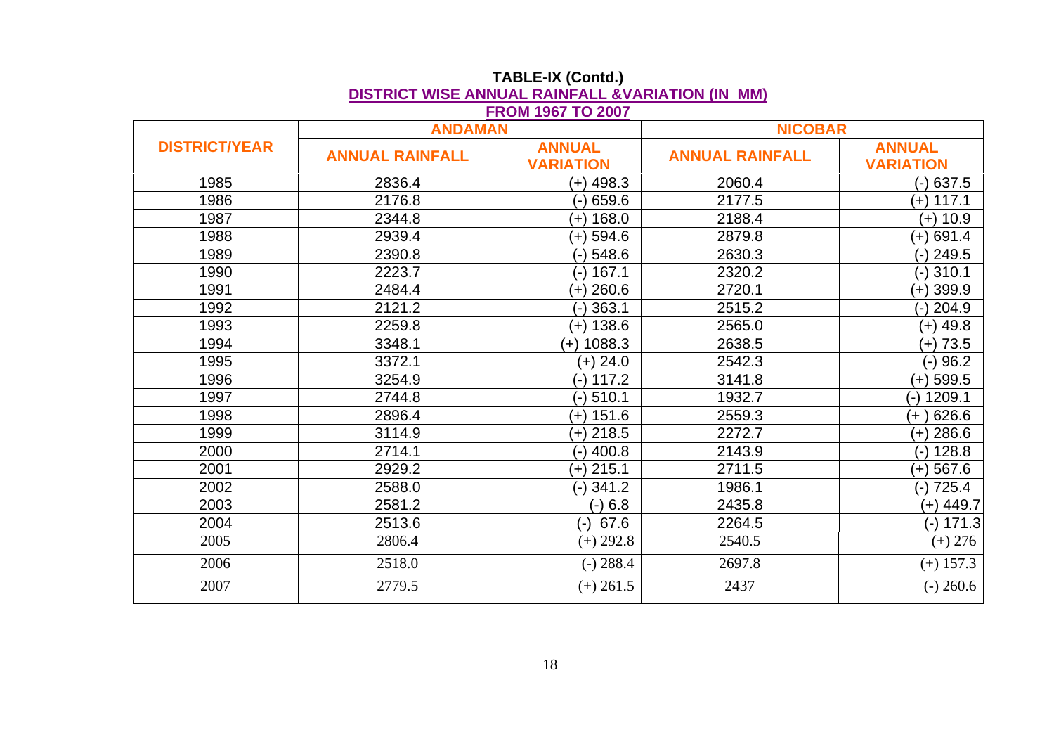**TABLE-IX (Contd.)**

**DISTRICT WISE ANNUAL RAINFALL &VARIATION (IN MM)**

**FROM 1967 TO 2007**

| DISTRICT/YEAR | ANDAMAN | | NICOBAR | |
|---|---|---|---|---|
| | ANNUAL RAINFALL | ANNUAL VARIATION | ANNUAL RAINFALL | ANNUAL VARIATION |
| 1985 | 2836.4 | (+) 498.3 | 2060.4 | (-) 637.5 |
| 1986 | 2176.8 | (-) 659.6 | 2177.5 | (+) 117.1 |
| 1987 | 2344.8 | (+) 168.0 | 2188.4 | (+) 10.9 |
| 1988 | 2939.4 | (+) 594.6 | 2879.8 | (+) 691.4 |
| 1989 | 2390.8 | (-) 548.6 | 2630.3 | (-) 249.5 |
| 1990 | 2223.7 | (-) 167.1 | 2320.2 | (-) 310.1 |
| 1991 | 2484.4 | (+) 260.6 | 2720.1 | (+) 399.9 |
| 1992 | 2121.2 | (-) 363.1 | 2515.2 | (-) 204.9 |
| 1993 | 2259.8 | (+) 138.6 | 2565.0 | (+) 49.8 |
| 1994 | 3348.1 | (+) 1088.3 | 2638.5 | (+) 73.5 |
| 1995 | 3372.1 | (+) 24.0 | 2542.3 | (-) 96.2 |
| 1996 | 3254.9 | (-) 117.2 | 3141.8 | (+) 599.5 |
| 1997 | 2744.8 | (-) 510.1 | 1932.7 | (-) 1209.1 |
| 1998 | 2896.4 | (+) 151.6 | 2559.3 | (+ ) 626.6 |
| 1999 | 3114.9 | (+) 218.5 | 2272.7 | (+) 286.6 |
| 2000 | 2714.1 | (-) 400.8 | 2143.9 | (-) 128.8 |
| 2001 | 2929.2 | (+) 215.1 | 2711.5 | (+) 567.6 |
| 2002 | 2588.0 | (-) 341.2 | 1986.1 | (-) 725.4 |
| 2003 | 2581.2 | (-) 6.8 | 2435.8 | (+) 449.7 |
| 2004 | 2513.6 | (-) 67.6 | 2264.5 | (-) 171.3 |
| 2005 | 2806.4 | (+) 292.8 | 2540.5 | (+) 276 |
| 2006 | 2518.0 | (-) 288.4 | 2697.8 | (+) 157.3 |
| 2007 | 2779.5 | (+) 261.5 | 2437 | (-) 260.6 |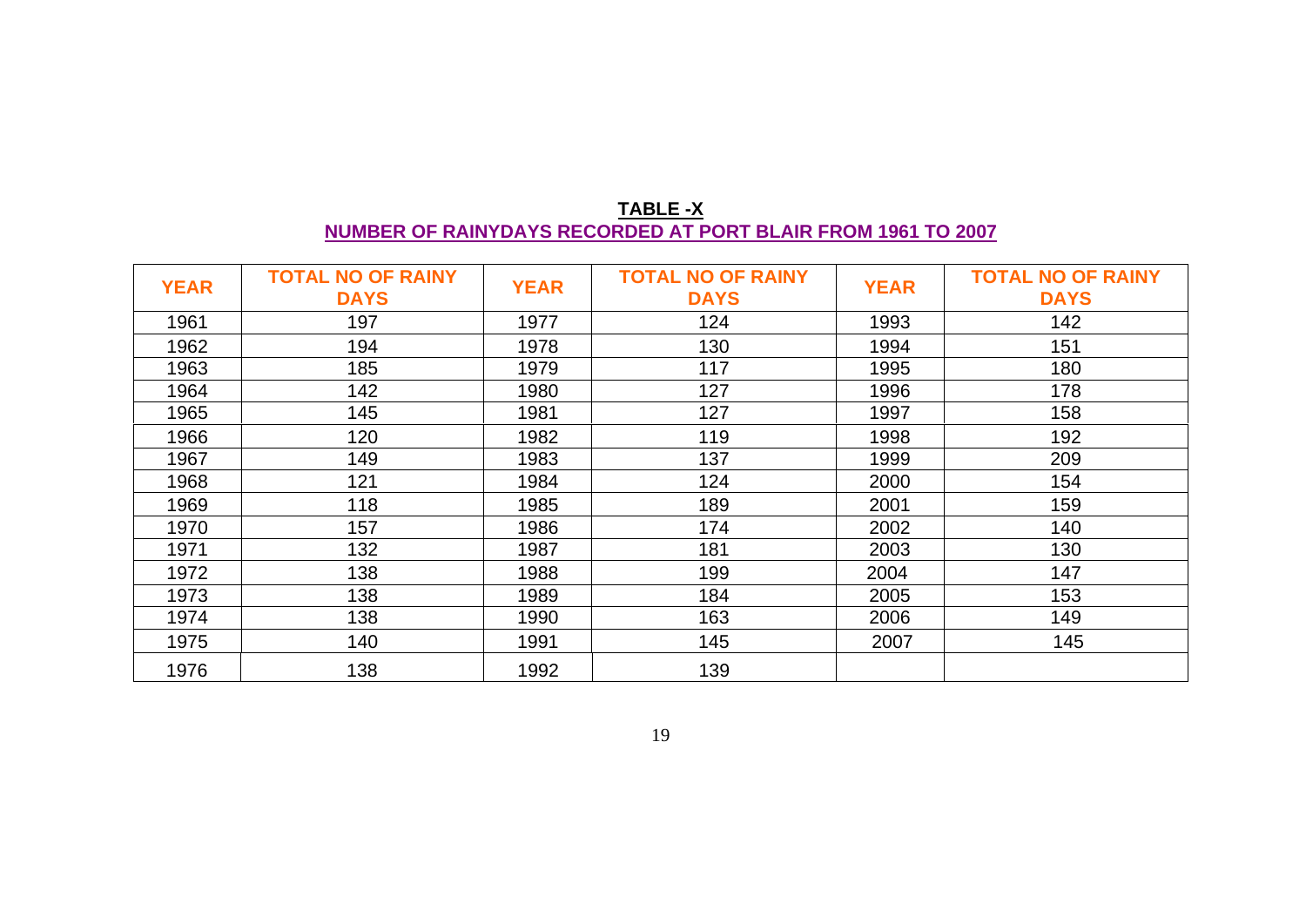**TABLE -X**

**NUMBER OF RAINYDAYS RECORDED AT PORT BLAIR FROM 1961 TO 2007**

| YEAR | TOTAL NO OF RAINY DAYS | YEAR | TOTAL NO OF RAINY DAYS | YEAR | TOTAL NO OF RAINY DAYS |
|---|---|---|---|---|---|
| 1961 | 197 | 1977 | 124 | 1993 | 142 |
| 1962 | 194 | 1978 | 130 | 1994 | 151 |
| 1963 | 185 | 1979 | 117 | 1995 | 180 |
| 1964 | 142 | 1980 | 127 | 1996 | 178 |
| 1965 | 145 | 1981 | 127 | 1997 | 158 |
| 1966 | 120 | 1982 | 119 | 1998 | 192 |
| 1967 | 149 | 1983 | 137 | 1999 | 209 |
| 1968 | 121 | 1984 | 124 | 2000 | 154 |
| 1969 | 118 | 1985 | 189 | 2001 | 159 |
| 1970 | 157 | 1986 | 174 | 2002 | 140 |
| 1971 | 132 | 1987 | 181 | 2003 | 130 |
| 1972 | 138 | 1988 | 199 | 2004 | 147 |
| 1973 | 138 | 1989 | 184 | 2005 | 153 |
| 1974 | 138 | 1990 | 163 | 2006 | 149 |
| 1975 | 140 | 1991 | 145 | 2007 | 145 |
| 1976 | 138 | 1992 | 139 | | |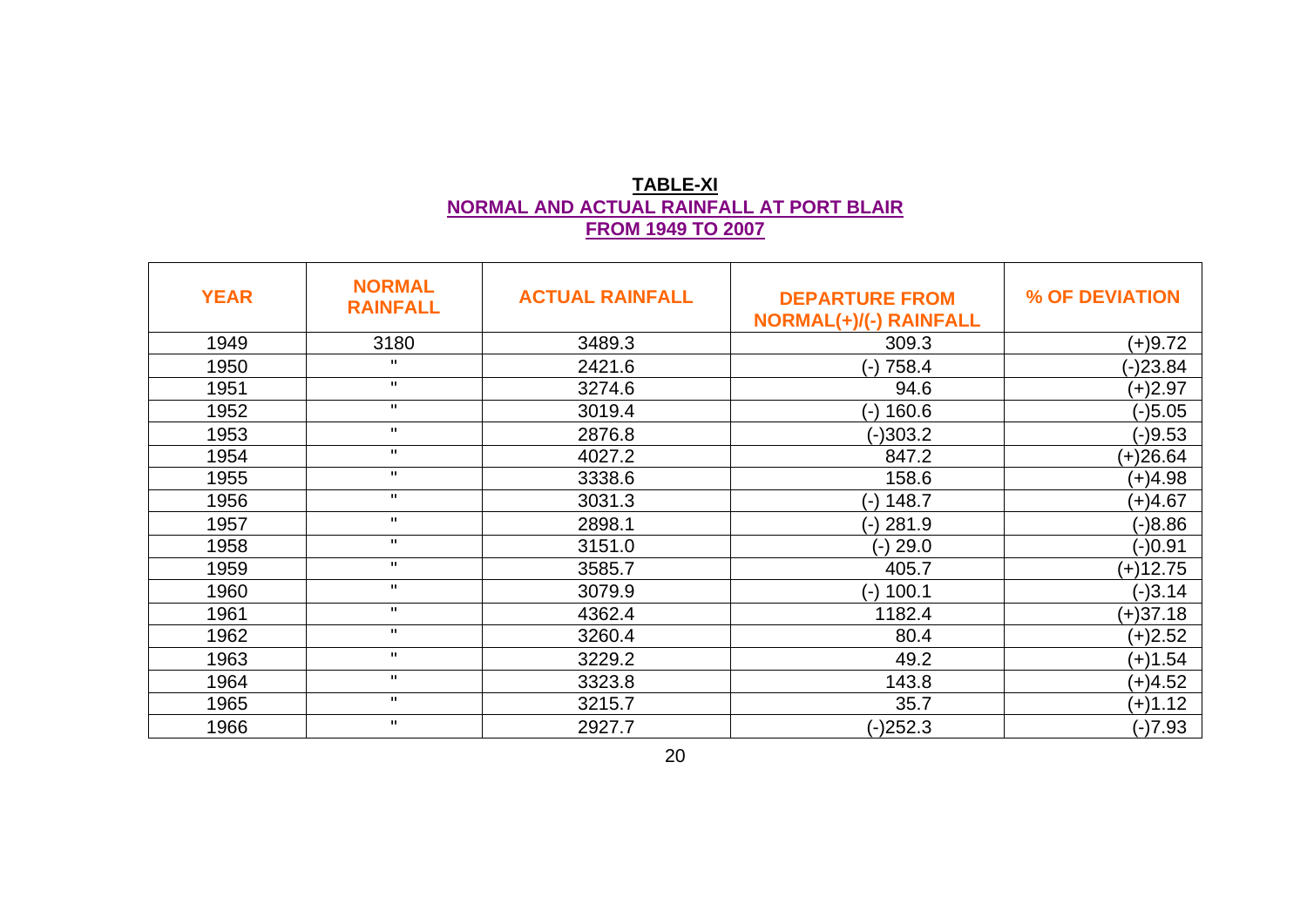**TABLE-XI**

**NORMAL AND ACTUAL RAINFALL AT PORT BLAIR FROM 1949 TO 2007**

| YEAR | NORMAL RAINFALL | ACTUAL RAINFALL | DEPARTURE FROM NORMAL(+)/(-) RAINFALL | % OF DEVIATION |
|---|---|---|---|---|
| 1949 | 3180 | 3489.3 | 309.3 | (+)9.72 |
| 1950 | " | 2421.6 | (-) 758.4 | (-)23.84 |
| 1951 | " | 3274.6 | 94.6 | (+)2.97 |
| 1952 | " | 3019.4 | (-) 160.6 | (-)5.05 |
| 1953 | " | 2876.8 | (-)303.2 | (-)9.53 |
| 1954 | " | 4027.2 | 847.2 | (+)26.64 |
| 1955 | " | 3338.6 | 158.6 | (+)4.98 |
| 1956 | " | 3031.3 | (-) 148.7 | (+)4.67 |
| 1957 | " | 2898.1 | (-) 281.9 | (-)8.86 |
| 1958 | " | 3151.0 | (-) 29.0 | (-)0.91 |
| 1959 | " | 3585.7 | 405.7 | (+)12.75 |
| 1960 | " | 3079.9 | (-) 100.1 | (-)3.14 |
| 1961 | " | 4362.4 | 1182.4 | (+)37.18 |
| 1962 | " | 3260.4 | 80.4 | (+)2.52 |
| 1963 | " | 3229.2 | 49.2 | (+)1.54 |
| 1964 | " | 3323.8 | 143.8 | (+)4.52 |
| 1965 | " | 3215.7 | 35.7 | (+)1.12 |
| 1966 | " | 2927.7 | (-)252.3 | (-)7.93 |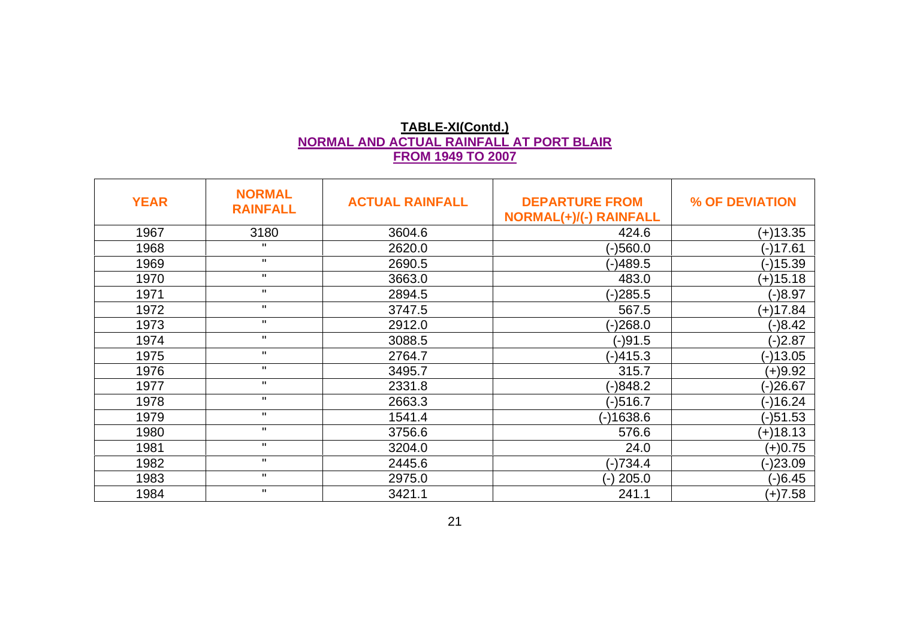**TABLE-XI(Contd.)**

**NORMAL AND ACTUAL RAINFALL AT PORT BLAIR**

**FROM 1949 TO 2007**

| YEAR | NORMAL RAINFALL | ACTUAL RAINFALL | DEPARTURE FROM NORMAL(+)/(-) RAINFALL | % OF DEVIATION |
|---|---|---|---|---|
| 1967 | 3180 | 3604.6 | 424.6 | (+)13.35 |
| 1968 | " | 2620.0 | (-)560.0 | (-)17.61 |
| 1969 | " | 2690.5 | (-)489.5 | (-)15.39 |
| 1970 | " | 3663.0 | 483.0 | (+)15.18 |
| 1971 | " | 2894.5 | (-)285.5 | (-)8.97 |
| 1972 | " | 3747.5 | 567.5 | (+)17.84 |
| 1973 | " | 2912.0 | (-)268.0 | (-)8.42 |
| 1974 | " | 3088.5 | (-)91.5 | (-)2.87 |
| 1975 | " | 2764.7 | (-)415.3 | (-)13.05 |
| 1976 | " | 3495.7 | 315.7 | (+)9.92 |
| 1977 | " | 2331.8 | (-)848.2 | (-)26.67 |
| 1978 | " | 2663.3 | (-)516.7 | (-)16.24 |
| 1979 | " | 1541.4 | (-)1638.6 | (-)51.53 |
| 1980 | " | 3756.6 | 576.6 | (+)18.13 |
| 1981 | " | 3204.0 | 24.0 | (+)0.75 |
| 1982 | " | 2445.6 | (-)734.4 | (-)23.09 |
| 1983 | " | 2975.0 | (-) 205.0 | (-)6.45 |
| 1984 | " | 3421.1 | 241.1 | (+)7.58 |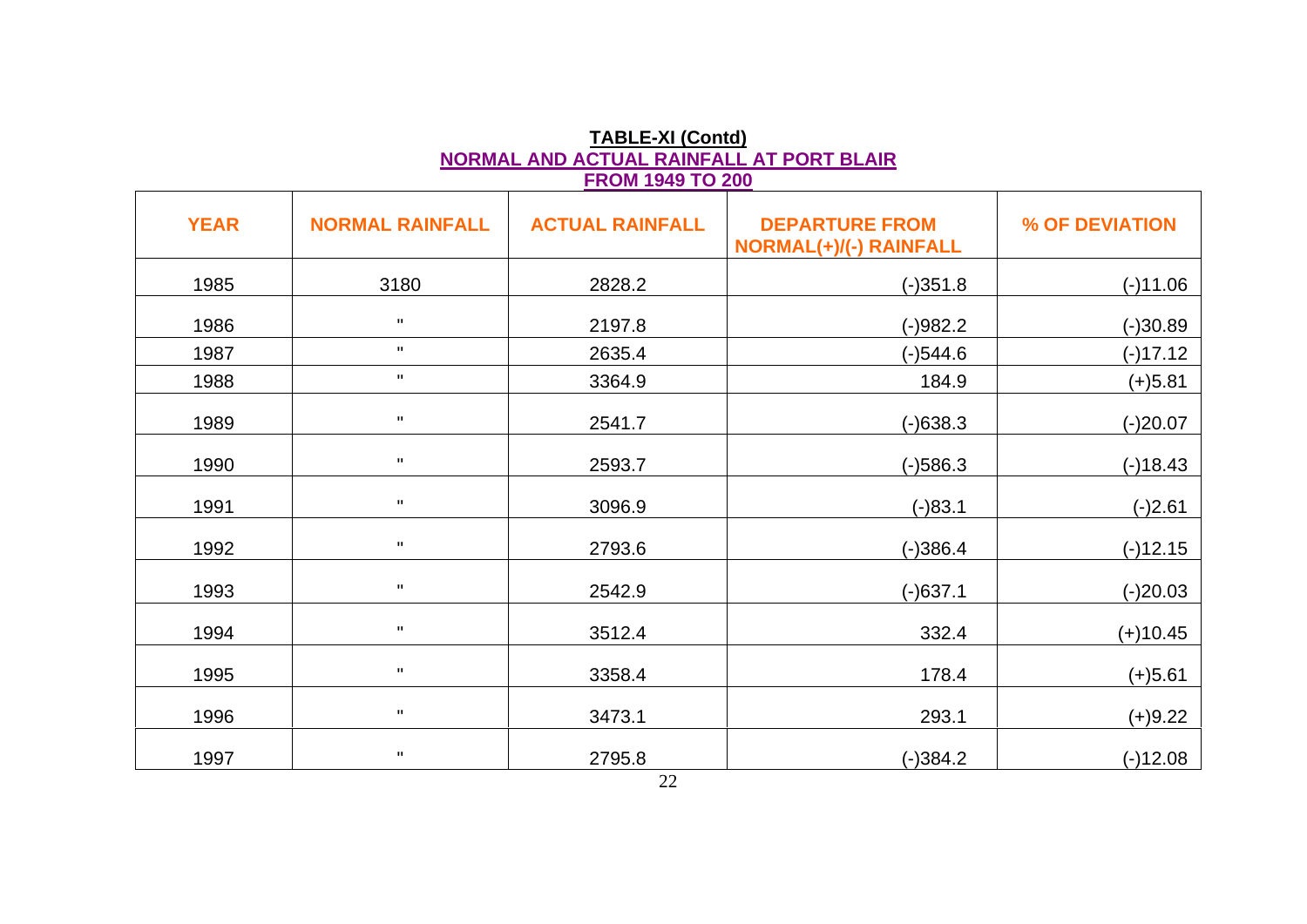**TABLE-XI (Contd)**

**NORMAL AND ACTUAL RAINFALL AT PORT BLAIR FROM 1949 TO 200**

| YEAR | NORMAL RAINFALL | ACTUAL RAINFALL | DEPARTURE FROM NORMAL(+)/(-) RAINFALL | % OF DEVIATION |
|---|---|---|---|---|
| 1985 | 3180 | 2828.2 | (-)351.8 | (-)11.06 |
| 1986 | " | 2197.8 | (-)982.2 | (-)30.89 |
| 1987 | " | 2635.4 | (-)544.6 | (-)17.12 |
| 1988 | " | 3364.9 | 184.9 | (+)5.81 |
| 1989 | " | 2541.7 | (-)638.3 | (-)20.07 |
| 1990 | " | 2593.7 | (-)586.3 | (-)18.43 |
| 1991 | " | 3096.9 | (-)83.1 | (-)2.61 |
| 1992 | " | 2793.6 | (-)386.4 | (-)12.15 |
| 1993 | " | 2542.9 | (-)637.1 | (-)20.03 |
| 1994 | " | 3512.4 | 332.4 | (+)10.45 |
| 1995 | " | 3358.4 | 178.4 | (+)5.61 |
| 1996 | " | 3473.1 | 293.1 | (+)9.22 |
| 1997 | " | 2795.8 | (-)384.2 | (-)12.08 |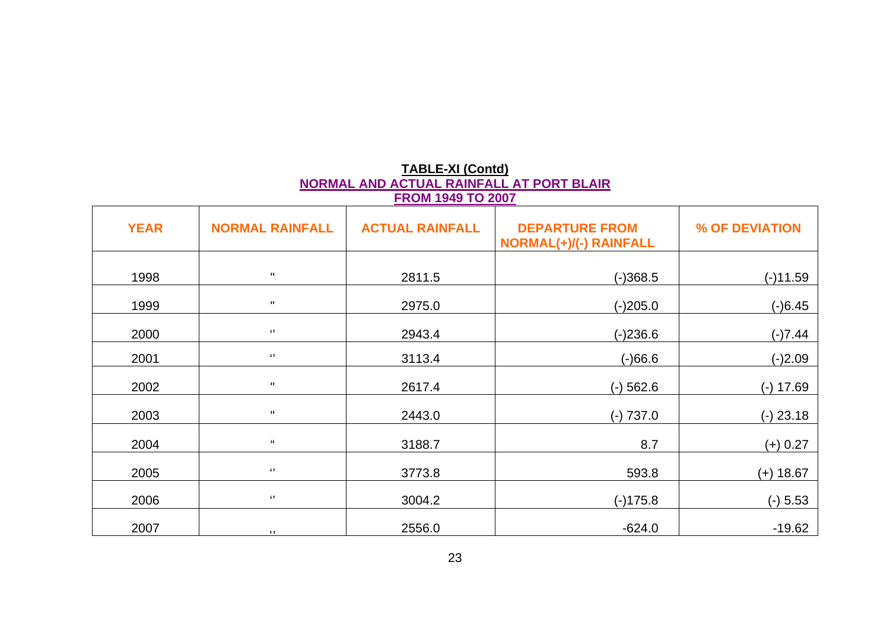**TABLE-XI (Contd)**

**NORMAL AND ACTUAL RAINFALL AT PORT BLAIR FROM 1949 TO 2007**

| YEAR | NORMAL RAINFALL | ACTUAL RAINFALL | DEPARTURE FROM NORMAL(+)/(-) RAINFALL | % OF DEVIATION |
|---|---|---|---|---|
| 1998 | " | 2811.5 | (-)368.5 | (-)11.59 |
| 1999 | " | 2975.0 | (-)205.0 | (-)6.45 |
| 2000 | '' | 2943.4 | (-)236.6 | (-)7.44 |
| 2001 | '' | 3113.4 | (-)66.6 | (-)2.09 |
| 2002 | " | 2617.4 | (-) 562.6 | (-) 17.69 |
| 2003 | " | 2443.0 | (-) 737.0 | (-) 23.18 |
| 2004 | " | 3188.7 | 8.7 | (+) 0.27 |
| 2005 | '' | 3773.8 | 593.8 | (+) 18.67 |
| 2006 | '' | 3004.2 | (-)175.8 | (-) 5.53 |
| 2007 | ,, | 2556.0 | -624.0 | -19.62 |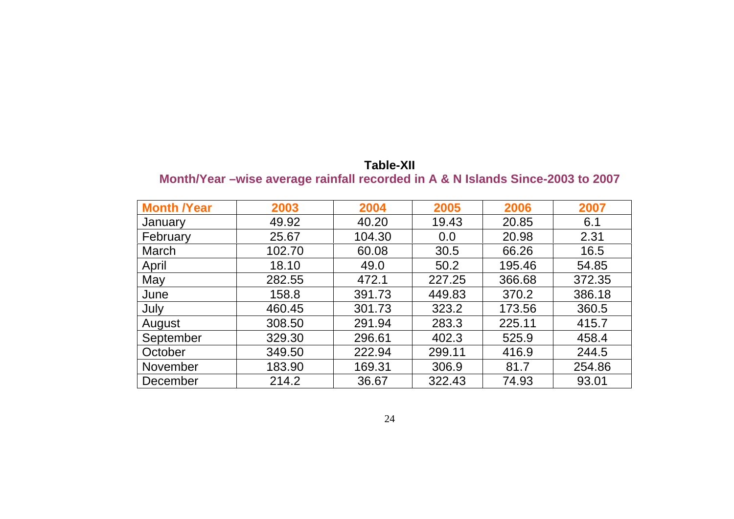**Table-XII**

**Month/Year –wise average rainfall recorded in A & N Islands Since-2003 to 2007**

| Month /Year | 2003 | 2004 | 2005 | 2006 | 2007 |
|---|---|---|---|---|---|
| January | 49.92 | 40.20 | 19.43 | 20.85 | 6.1 |
| February | 25.67 | 104.30 | 0.0 | 20.98 | 2.31 |
| March | 102.70 | 60.08 | 30.5 | 66.26 | 16.5 |
| April | 18.10 | 49.0 | 50.2 | 195.46 | 54.85 |
| May | 282.55 | 472.1 | 227.25 | 366.68 | 372.35 |
| June | 158.8 | 391.73 | 449.83 | 370.2 | 386.18 |
| July | 460.45 | 301.73 | 323.2 | 173.56 | 360.5 |
| August | 308.50 | 291.94 | 283.3 | 225.11 | 415.7 |
| September | 329.30 | 296.61 | 402.3 | 525.9 | 458.4 |
| October | 349.50 | 222.94 | 299.11 | 416.9 | 244.5 |
| November | 183.90 | 169.31 | 306.9 | 81.7 | 254.86 |
| December | 214.2 | 36.67 | 322.43 | 74.93 | 93.01 |